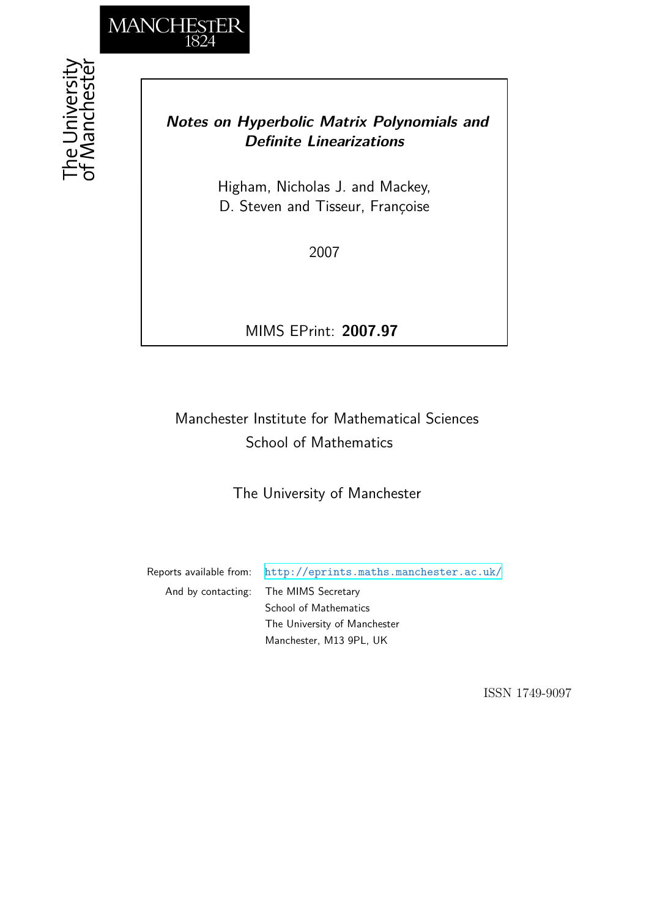MANCHESTER
1824

The University of Manchester

# *Notes on Hyperbolic Matrix Polynomials and Definite Linearizations*

Higham, Nicholas J. and Mackey, D. Steven and Tisseur, Françoise

2007

MIMS EPrint: **2007.97**

Manchester Institute for Mathematical Sciences
School of Mathematics

The University of Manchester

Reports available from: http://eprints.maths.manchester.ac.uk/
And by contacting: The MIMS Secretary
School of Mathematics
The University of Manchester
Manchester, M13 9PL, UK

ISSN 1749-9097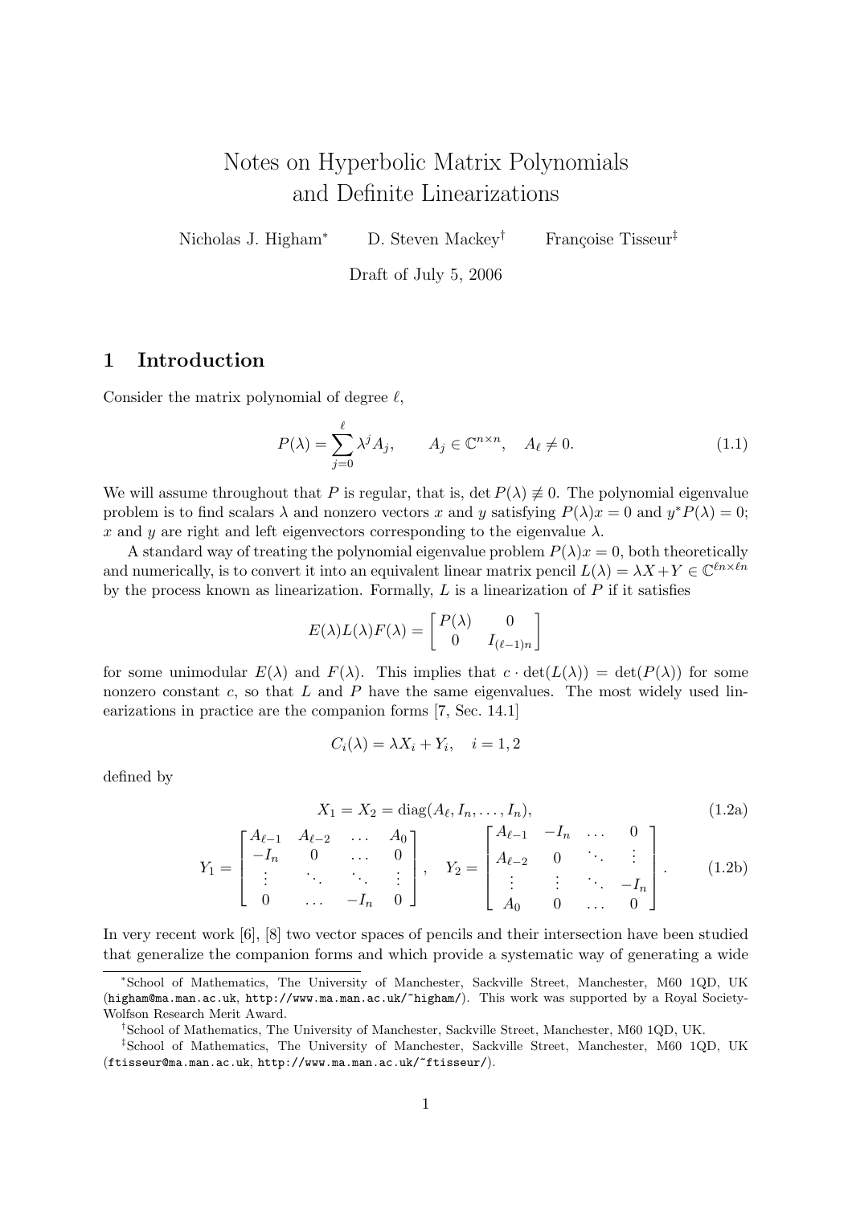# Notes on Hyperbolic Matrix Polynomials and Definite Linearizations

Nicholas J. Higham[*] D. Steven Mackey[†] Françoise Tisseur[‡]

Draft of July 5, 2006

## 1 Introduction

Consider the matrix polynomial of degree $\ell$,

$$P(\lambda) = \sum_{j=0}^{\ell} \lambda^j A_j, \qquad A_j \in \mathbb{C}^{n \times n}, \quad A_\ell \neq 0. \tag{1.1}$$

We will assume throughout that $P$ is regular, that is, $\det P(\lambda) \not\equiv 0$. The polynomial eigenvalue problem is to find scalars $\lambda$ and nonzero vectors $x$ and $y$ satisfying $P(\lambda)x = 0$ and $y^*P(\lambda) = 0$; $x$ and $y$ are right and left eigenvectors corresponding to the eigenvalue $\lambda$.

A standard way of treating the polynomial eigenvalue problem $P(\lambda)x = 0$, both theoretically and numerically, is to convert it into an equivalent linear matrix pencil $L(\lambda) = \lambda X + Y \in \mathbb{C}^{\ell n \times \ell n}$ by the process known as linearization. Formally, $L$ is a linearization of $P$ if it satisfies

$$E(\lambda)L(\lambda)F(\lambda) = \begin{bmatrix} P(\lambda) & 0 \\ 0 & I_{(\ell-1)n} \end{bmatrix}$$

for some unimodular $E(\lambda)$ and $F(\lambda)$. This implies that $c \cdot \det(L(\lambda)) = \det(P(\lambda))$ for some nonzero constant $c$, so that $L$ and $P$ have the same eigenvalues. The most widely used linearizations in practice are the companion forms [7, Sec. 14.1]

$$C_i(\lambda) = \lambda X_i + Y_i, \quad i = 1, 2$$

defined by

$$X_1 = X_2 = \operatorname{diag}(A_\ell, I_n, \dots, I_n), \tag{1.2a}$$

$$Y_1 = \begin{bmatrix} A_{\ell-1} & A_{\ell-2} & \dots & A_0 \\ -I_n & 0 & \dots & 0 \\ \vdots & \ddots & \ddots & \vdots \\ 0 & \dots & -I_n & 0 \end{bmatrix}, \quad Y_2 = \begin{bmatrix} A_{\ell-1} & -I_n & \dots & 0 \\ A_{\ell-2} & 0 & \ddots & \vdots \\ \vdots & \vdots & \ddots & -I_n \\ A_0 & 0 & \dots & 0 \end{bmatrix}. \tag{1.2b}$$

In very recent work [6], [8] two vector spaces of pencils and their intersection have been studied that generalize the companion forms and which provide a systematic way of generating a wide

---

[*] School of Mathematics, The University of Manchester, Sackville Street, Manchester, M60 1QD, UK (higham@ma.man.ac.uk, http://www.ma.man.ac.uk/~higham/). This work was supported by a Royal Society-Wolfson Research Merit Award.

[†] School of Mathematics, The University of Manchester, Sackville Street, Manchester, M60 1QD, UK.

[‡] School of Mathematics, The University of Manchester, Sackville Street, Manchester, M60 1QD, UK (ftisseur@ma.man.ac.uk, http://www.ma.man.ac.uk/~ftisseur/).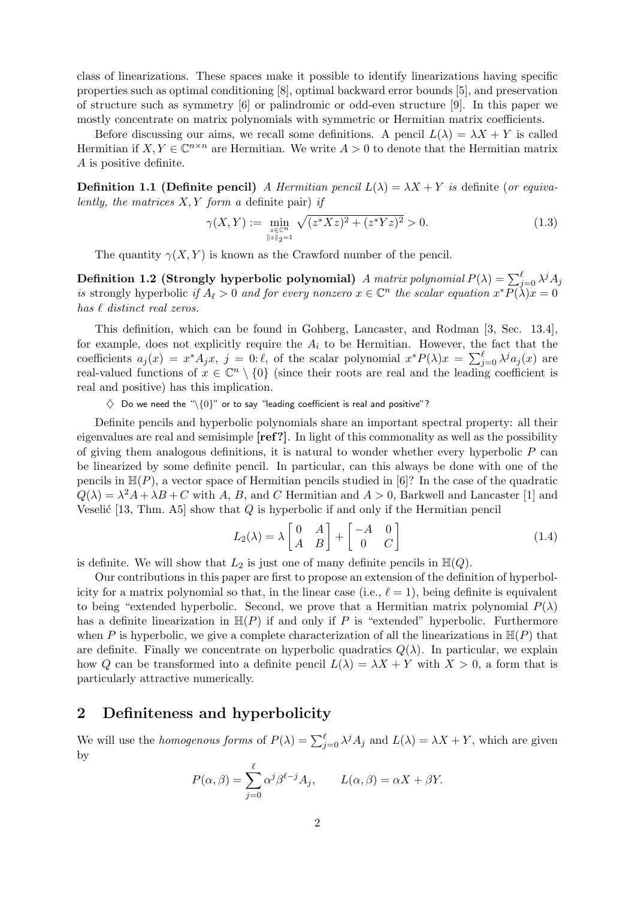class of linearizations. These spaces make it possible to identify linearizations having specific properties such as optimal conditioning [8], optimal backward error bounds [5], and preservation of structure such as symmetry [6] or palindromic or odd-even structure [9]. In this paper we mostly concentrate on matrix polynomials with symmetric or Hermitian matrix coefficients.

Before discussing our aims, we recall some definitions. A pencil $L(\lambda) = \lambda X + Y$ is called Hermitian if $X, Y \in \mathbb{C}^{n\times n}$ are Hermitian. We write $A > 0$ to denote that the Hermitian matrix $A$ is positive definite.

**Definition 1.1 (Definite pencil)** *A Hermitian pencil $L(\lambda) = \lambda X + Y$ is* definite *(or equivalently, the matrices $X, Y$ form a* definite pair*) if*

$$\gamma(X, Y) := \min_{\substack{z\in\mathbb{C}^n \\ \|z\|_2=1}} \sqrt{(z^*Xz)^2 + (z^*Yz)^2} > 0. \tag{1.3}$$

The quantity $\gamma(X, Y)$ is known as the Crawford number of the pencil.

**Definition 1.2 (Strongly hyperbolic polynomial)** *A matrix polynomial $P(\lambda) = \sum_{j=0}^{\ell} \lambda^j A_j$ is* strongly hyperbolic *if $A_\ell > 0$ and for every nonzero $x \in \mathbb{C}^n$ the scalar equation $x^*P(\lambda)x = 0$ has $\ell$ distinct real zeros.*

This definition, which can be found in Gohberg, Lancaster, and Rodman [3, Sec. 13.4], for example, does not explicitly require the $A_i$ to be Hermitian. However, the fact that the coefficients $a_j(x) = x^*A_jx$, $j = 0\colon\ell$, of the scalar polynomial $x^*P(\lambda)x = \sum_{j=0}^{\ell} \lambda^j a_j(x)$ are real-valued functions of $x \in \mathbb{C}^n \setminus \{0\}$ (since their roots are real and the leading coefficient is real and positive) has this implication.

$\diamondsuit$ Do we need the "$\setminus\{0\}$" or to say "leading coefficient is real and positive"?

Definite pencils and hyperbolic polynomials share an important spectral property: all their eigenvalues are real and semisimple **[ref?]**. In light of this commonality as well as the possibility of giving them analogous definitions, it is natural to wonder whether every hyperbolic $P$ can be linearized by some definite pencil. In particular, can this always be done with one of the pencils in $\mathbb{H}(P)$, a vector space of Hermitian pencils studied in [6]? In the case of the quadratic $Q(\lambda) = \lambda^2 A + \lambda B + C$ with $A$, $B$, and $C$ Hermitian and $A > 0$, Barkwell and Lancaster [1] and Veselić [13, Thm. A5] show that $Q$ is hyperbolic if and only if the Hermitian pencil

$$L_2(\lambda) = \lambda \begin{bmatrix} 0 & A \\ A & B \end{bmatrix} + \begin{bmatrix} -A & 0 \\ 0 & C \end{bmatrix} \tag{1.4}$$

is definite. We will show that $L_2$ is just one of many definite pencils in $\mathbb{H}(Q)$.

Our contributions in this paper are first to propose an extension of the definition of hyperbolicity for a matrix polynomial so that, in the linear case (i.e., $\ell = 1$), being definite is equivalent to being "extended hyperbolic. Second, we prove that a Hermitian matrix polynomial $P(\lambda)$ has a definite linearization in $\mathbb{H}(P)$ if and only if $P$ is "extended" hyperbolic. Furthermore when $P$ is hyperbolic, we give a complete characterization of all the linearizations in $\mathbb{H}(P)$ that are definite. Finally we concentrate on hyperbolic quadratics $Q(\lambda)$. In particular, we explain how $Q$ can be transformed into a definite pencil $L(\lambda) = \lambda X + Y$ with $X > 0$, a form that is particularly attractive numerically.

## 2 Definiteness and hyperbolicity

We will use the *homogenous forms* of $P(\lambda) = \sum_{j=0}^{\ell} \lambda^j A_j$ and $L(\lambda) = \lambda X + Y$, which are given by

$$P(\alpha, \beta) = \sum_{j=0}^{\ell} \alpha^j \beta^{\ell-j} A_j, \qquad L(\alpha, \beta) = \alpha X + \beta Y.$$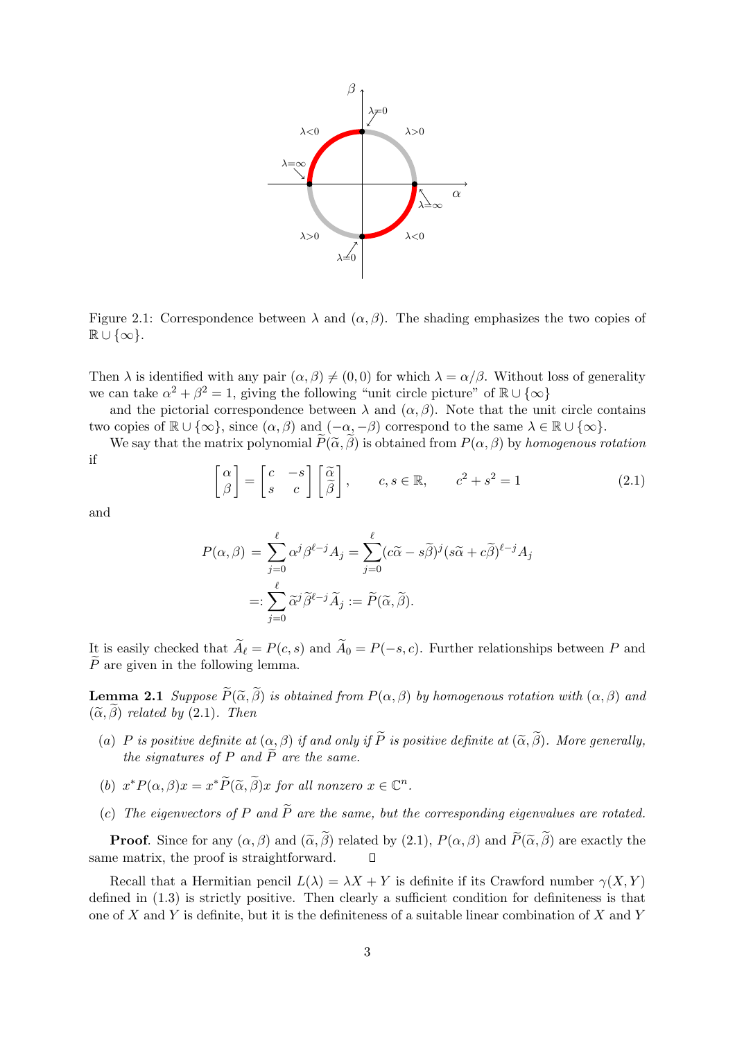Figure 2.1: Correspondence between $\lambda$ and $(\alpha, \beta)$. The shading emphasizes the two copies of $\mathbb{R} \cup \{\infty\}$.

Then $\lambda$ is identified with any pair $(\alpha, \beta) \neq (0, 0)$ for which $\lambda = \alpha/\beta$. Without loss of generality we can take $\alpha^2 + \beta^2 = 1$, giving the following "unit circle picture" of $\mathbb{R} \cup \{\infty\}$

and the pictorial correspondence between $\lambda$ and $(\alpha, \beta)$. Note that the unit circle contains two copies of $\mathbb{R} \cup \{\infty\}$, since $(\alpha, \beta)$ and $(-\alpha, -\beta)$ correspond to the same $\lambda \in \mathbb{R} \cup \{\infty\}$.

We say that the matrix polynomial $\widetilde{P}(\widetilde{\alpha}, \widetilde{\beta})$ is obtained from $P(\alpha, \beta)$ by *homogenous rotation* if

$$\begin{bmatrix} \alpha \\ \beta \end{bmatrix} = \begin{bmatrix} c & -s \\ s & c \end{bmatrix} \begin{bmatrix} \widetilde{\alpha} \\ \widetilde{\beta} \end{bmatrix}, \qquad c, s \in \mathbb{R}, \qquad c^2 + s^2 = 1 \tag{2.1}$$

and

$$\begin{aligned} P(\alpha, \beta) &= \sum_{j=0}^{\ell} \alpha^j \beta^{\ell-j} A_j = \sum_{j=0}^{\ell} (c\widetilde{\alpha} - s\widetilde{\beta})^j (s\widetilde{\alpha} + c\widetilde{\beta})^{\ell-j} A_j \\ &=: \sum_{j=0}^{\ell} \widetilde{\alpha}^j \widetilde{\beta}^{\ell-j} \widetilde{A}_j := \widetilde{P}(\widetilde{\alpha}, \widetilde{\beta}). \end{aligned}$$

It is easily checked that $\widetilde{A}_\ell = P(c, s)$ and $\widetilde{A}_0 = P(-s, c)$. Further relationships between $P$ and $\widetilde{P}$ are given in the following lemma.

**Lemma 2.1** *Suppose $\widetilde{P}(\widetilde{\alpha}, \widetilde{\beta})$ is obtained from $P(\alpha, \beta)$ by homogenous rotation with $(\alpha, \beta)$ and $(\widetilde{\alpha}, \widetilde{\beta})$ related by (2.1). Then*

- *(a) $P$ is positive definite at $(\alpha, \beta)$ if and only if $\widetilde{P}$ is positive definite at $(\widetilde{\alpha}, \widetilde{\beta})$. More generally, the signatures of $P$ and $\widetilde{P}$ are the same.*
- *(b) $x^* P(\alpha, \beta) x = x^* \widetilde{P}(\widetilde{\alpha}, \widetilde{\beta}) x$ for all nonzero $x \in \mathbb{C}^n$.*
- *(c) The eigenvectors of $P$ and $\widetilde{P}$ are the same, but the corresponding eigenvalues are rotated.*

**Proof**. Since for any $(\alpha, \beta)$ and $(\widetilde{\alpha}, \widetilde{\beta})$ related by (2.1), $P(\alpha, \beta)$ and $\widetilde{P}(\widetilde{\alpha}, \widetilde{\beta})$ are exactly the same matrix, the proof is straightforward. $\square$

Recall that a Hermitian pencil $L(\lambda) = \lambda X + Y$ is definite if its Crawford number $\gamma(X, Y)$ defined in (1.3) is strictly positive. Then clearly a sufficient condition for definiteness is that one of $X$ and $Y$ is definite, but it is the definiteness of a suitable linear combination of $X$ and $Y$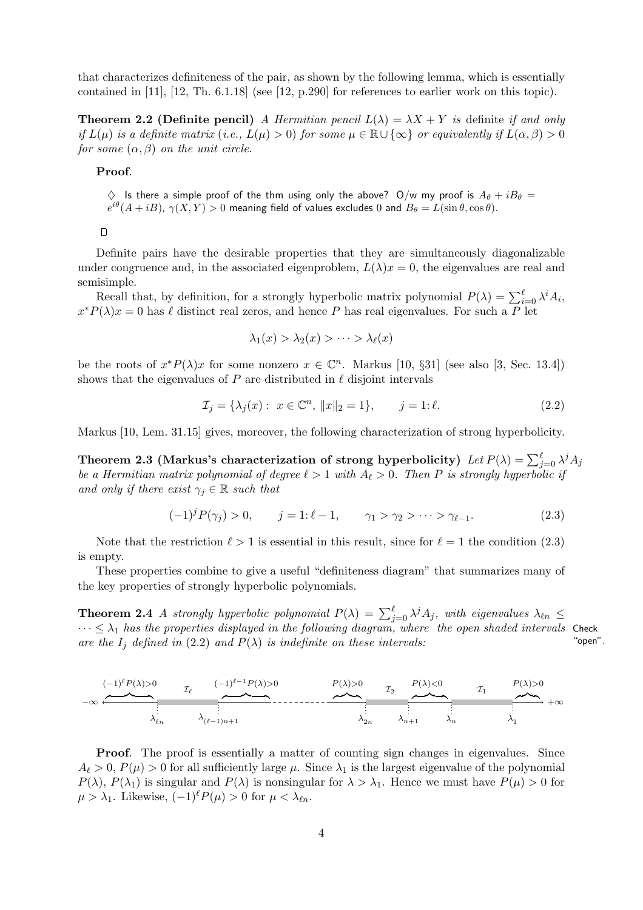that characterizes definiteness of the pair, as shown by the following lemma, which is essentially contained in [11], [12, Th. 6.1.18] (see [12, p.290] for references to earlier work on this topic).

**Theorem 2.2 (Definite pencil)** *A Hermitian pencil $L(\lambda) = \lambda X + Y$ is* definite *if and only if $L(\mu)$ is a definite matrix (i.e., $L(\mu) > 0$) for some $\mu \in \mathbb{R} \cup \{\infty\}$ or equivalently if $L(\alpha, \beta) > 0$ for some $(\alpha, \beta)$ on the unit circle.*

**Proof**.

$\diamondsuit$ Is there a simple proof of the thm using only the above? O/w my proof is $A_\theta + iB_\theta = e^{i\theta}(A + iB)$, $\gamma(X, Y) > 0$ meaning field of values excludes 0 and $B_\theta = L(\sin\theta, \cos\theta)$.

$\square$

Definite pairs have the desirable properties that they are simultaneously diagonalizable under congruence and, in the associated eigenproblem, $L(\lambda)x = 0$, the eigenvalues are real and semisimple.

Recall that, by definition, for a strongly hyperbolic matrix polynomial $P(\lambda) = \sum_{i=0}^{\ell} \lambda^i A_i$, $x^* P(\lambda) x = 0$ has $\ell$ distinct real zeros, and hence $P$ has real eigenvalues. For such a $P$ let

$$\lambda_1(x) > \lambda_2(x) > \cdots > \lambda_\ell(x)$$

be the roots of $x^* P(\lambda) x$ for some nonzero $x \in \mathbb{C}^n$. Markus [10, §31] (see also [3, Sec. 13.4]) shows that the eigenvalues of $P$ are distributed in $\ell$ disjoint intervals

$$\mathcal{I}_j = \{\lambda_j(x) : \ x \in \mathbb{C}^n, \ \|x\|_2 = 1\}, \qquad j = 1\colon \ell. \tag{2.2}$$

Markus [10, Lem. 31.15] gives, moreover, the following characterization of strong hyperbolicity.

**Theorem 2.3 (Markus's characterization of strong hyperbolicity)** *Let $P(\lambda) = \sum_{j=0}^{\ell} \lambda^j A_j$ be a Hermitian matrix polynomial of degree $\ell > 1$ with $A_\ell > 0$. Then $P$ is strongly hyperbolic if and only if there exist $\gamma_j \in \mathbb{R}$ such that*

$$(-1)^j P(\gamma_j) > 0, \qquad j = 1\colon \ell - 1, \qquad \gamma_1 > \gamma_2 > \cdots > \gamma_{\ell-1}. \tag{2.3}$$

Note that the restriction $\ell > 1$ is essential in this result, since for $\ell = 1$ the condition (2.3) is empty.

These properties combine to give a useful "definiteness diagram" that summarizes many of the key properties of strongly hyperbolic polynomials.

**Theorem 2.4** *A strongly hyperbolic polynomial $P(\lambda) = \sum_{j=0}^{\ell} \lambda^j A_j$, with eigenvalues $\lambda_{\ell n} \le \cdots \le \lambda_1$ has the properties displayed in the following diagram, where the open shaded intervals are the $I_j$ defined in (2.2) and $P(\lambda)$ is indefinite on these intervals:* Check "open".

$$-\infty \;\overbrace{\quad}^{(-1)^\ell P(\lambda)>0}\; \underset{\lambda_{\ell n}}{|}\; \mathcal{I}_\ell \;\underset{\lambda_{(\ell-1)n+1}}{|}\; \overbrace{\quad}^{(-1)^{\ell-1} P(\lambda)>0} \cdots \overbrace{\quad}^{P(\lambda)>0}\; \underset{\lambda_{2n}}{|}\; \mathcal{I}_2 \;\underset{\lambda_{n+1}}{|}\; \overbrace{\quad}^{P(\lambda)<0}\; \underset{\lambda_n}{|}\; \mathcal{I}_1 \;\underset{\lambda_1}{|}\; \overbrace{\quad}^{P(\lambda)>0} \; +\infty$$

**Proof**. The proof is essentially a matter of counting sign changes in eigenvalues. Since $A_\ell > 0$, $P(\mu) > 0$ for all sufficiently large $\mu$. Since $\lambda_1$ is the largest eigenvalue of the polynomial $P(\lambda)$, $P(\lambda_1)$ is singular and $P(\lambda)$ is nonsingular for $\lambda > \lambda_1$. Hence we must have $P(\mu) > 0$ for $\mu > \lambda_1$. Likewise, $(-1)^\ell P(\mu) > 0$ for $\mu < \lambda_{\ell n}$.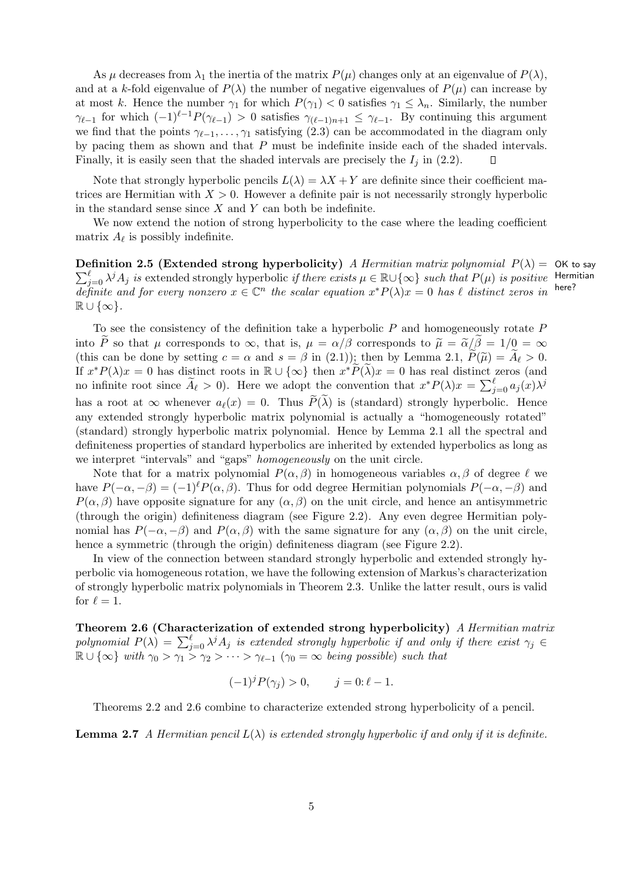As $\mu$ decreases from $\lambda_1$ the inertia of the matrix $P(\mu)$ changes only at an eigenvalue of $P(\lambda)$, and at a $k$-fold eigenvalue of $P(\lambda)$ the number of negative eigenvalues of $P(\mu)$ can increase by at most $k$. Hence the number $\gamma_1$ for which $P(\gamma_1) < 0$ satisfies $\gamma_1 \le \lambda_n$. Similarly, the number $\gamma_{\ell-1}$ for which $(-1)^{\ell-1}P(\gamma_{\ell-1}) > 0$ satisfies $\gamma_{(\ell-1)n+1} \le \gamma_{\ell-1}$. By continuing this argument we find that the points $\gamma_{\ell-1}, \dots, \gamma_1$ satisfying (2.3) can be accommodated in the diagram only by pacing them as shown and that $P$ must be indefinite inside each of the shaded intervals. Finally, it is easily seen that the shaded intervals are precisely the $I_j$ in (2.2). □

Note that strongly hyperbolic pencils $L(\lambda) = \lambda X + Y$ are definite since their coefficient matrices are Hermitian with $X > 0$. However a definite pair is not necessarily strongly hyperbolic in the standard sense since $X$ and $Y$ can both be indefinite.

We now extend the notion of strong hyperbolicity to the case where the leading coefficient matrix $A_\ell$ is possibly indefinite.

**Definition 2.5 (Extended strong hyperbolicity)** *A Hermitian matrix polynomial $P(\lambda) = \sum_{j=0}^{\ell} \lambda^j A_j$ is* extended strongly hyperbolic *if there exists $\mu \in \mathbb{R}\cup\{\infty\}$ such that $P(\mu)$ is positive definite and for every nonzero $x \in \mathbb{C}^n$ the scalar equation $x^*P(\lambda)x = 0$ has $\ell$ distinct zeros in $\mathbb{R}\cup\{\infty\}$.*

OK to say Hermitian here?

To see the consistency of the definition take a hyperbolic $P$ and homogeneously rotate $P$ into $\widetilde{P}$ so that $\mu$ corresponds to $\infty$, that is, $\mu = \alpha/\beta$ corresponds to $\widetilde{\mu} = \widetilde{\alpha}/\widetilde{\beta} = 1/0 = \infty$ (this can be done by setting $c = \alpha$ and $s = \beta$ in (2.1)); then by Lemma 2.1, $\widetilde{P}(\widetilde{\mu}) = \widetilde{A}_\ell > 0$. If $x^*P(\lambda)x = 0$ has distinct roots in $\mathbb{R}\cup\{\infty\}$ then $x^*\widetilde{P}(\widetilde{\lambda})x = 0$ has real distinct zeros (and no infinite root since $\widetilde{A}_\ell > 0$). Here we adopt the convention that $x^*P(\lambda)x = \sum_{j=0}^{\ell} a_j(x)\lambda^j$ has a root at $\infty$ whenever $a_\ell(x) = 0$. Thus $\widetilde{P}(\widetilde{\lambda})$ is (standard) strongly hyperbolic. Hence any extended strongly hyperbolic matrix polynomial is actually a "homogeneously rotated" (standard) strongly hyperbolic matrix polynomial. Hence by Lemma 2.1 all the spectral and definiteness properties of standard hyperbolics are inherited by extended hyperbolics as long as we interpret "intervals" and "gaps" *homogeneously* on the unit circle.

Note that for a matrix polynomial $P(\alpha,\beta)$ in homogeneous variables $\alpha,\beta$ of degree $\ell$ we have $P(-\alpha,-\beta) = (-1)^\ell P(\alpha,\beta)$. Thus for odd degree Hermitian polynomials $P(-\alpha,-\beta)$ and $P(\alpha,\beta)$ have opposite signature for any $(\alpha,\beta)$ on the unit circle, and hence an antisymmetric (through the origin) definiteness diagram (see Figure 2.2). Any even degree Hermitian polynomial has $P(-\alpha,-\beta)$ and $P(\alpha,\beta)$ with the same signature for any $(\alpha,\beta)$ on the unit circle, hence a symmetric (through the origin) definiteness diagram (see Figure 2.2).

In view of the connection between standard strongly hyperbolic and extended strongly hyperbolic via homogeneous rotation, we have the following extension of Markus's characterization of strongly hyperbolic matrix polynomials in Theorem 2.3. Unlike the latter result, ours is valid for $\ell = 1$.

**Theorem 2.6 (Characterization of extended strong hyperbolicity)** *A Hermitian matrix polynomial $P(\lambda) = \sum_{j=0}^{\ell} \lambda^j A_j$ is extended strongly hyperbolic if and only if there exist $\gamma_j \in \mathbb{R}\cup\{\infty\}$ with $\gamma_0 > \gamma_1 > \gamma_2 > \cdots > \gamma_{\ell-1}$ ($\gamma_0 = \infty$ being possible) such that*

$$(-1)^j P(\gamma_j) > 0, \qquad j = 0\colon \ell-1.$$

Theorems 2.2 and 2.6 combine to characterize extended strong hyperbolicity of a pencil.

**Lemma 2.7** *A Hermitian pencil $L(\lambda)$ is extended strongly hyperbolic if and only if it is definite.*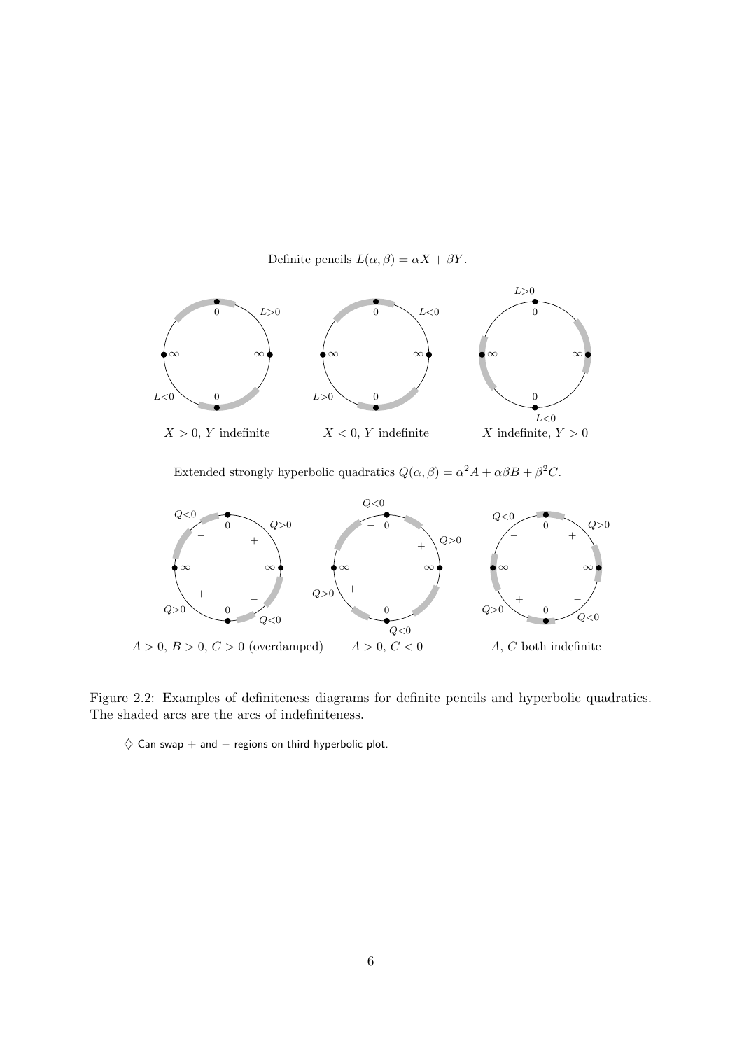Definite pencils $L(\alpha, \beta) = \alpha X + \beta Y$.

$X > 0$, $Y$ indefinite $\qquad$ $X < 0$, $Y$ indefinite $\qquad$ $X$ indefinite, $Y > 0$

Extended strongly hyperbolic quadratics $Q(\alpha, \beta) = \alpha^2 A + \alpha\beta B + \beta^2 C$.

$A > 0$, $B > 0$, $C > 0$ (overdamped) $\qquad$ $A > 0$, $C < 0$ $\qquad$ $A$, $C$ both indefinite

Figure 2.2: Examples of definiteness diagrams for definite pencils and hyperbolic quadratics. The shaded arcs are the arcs of indefiniteness.

♢ Can swap + and − regions on third hyperbolic plot.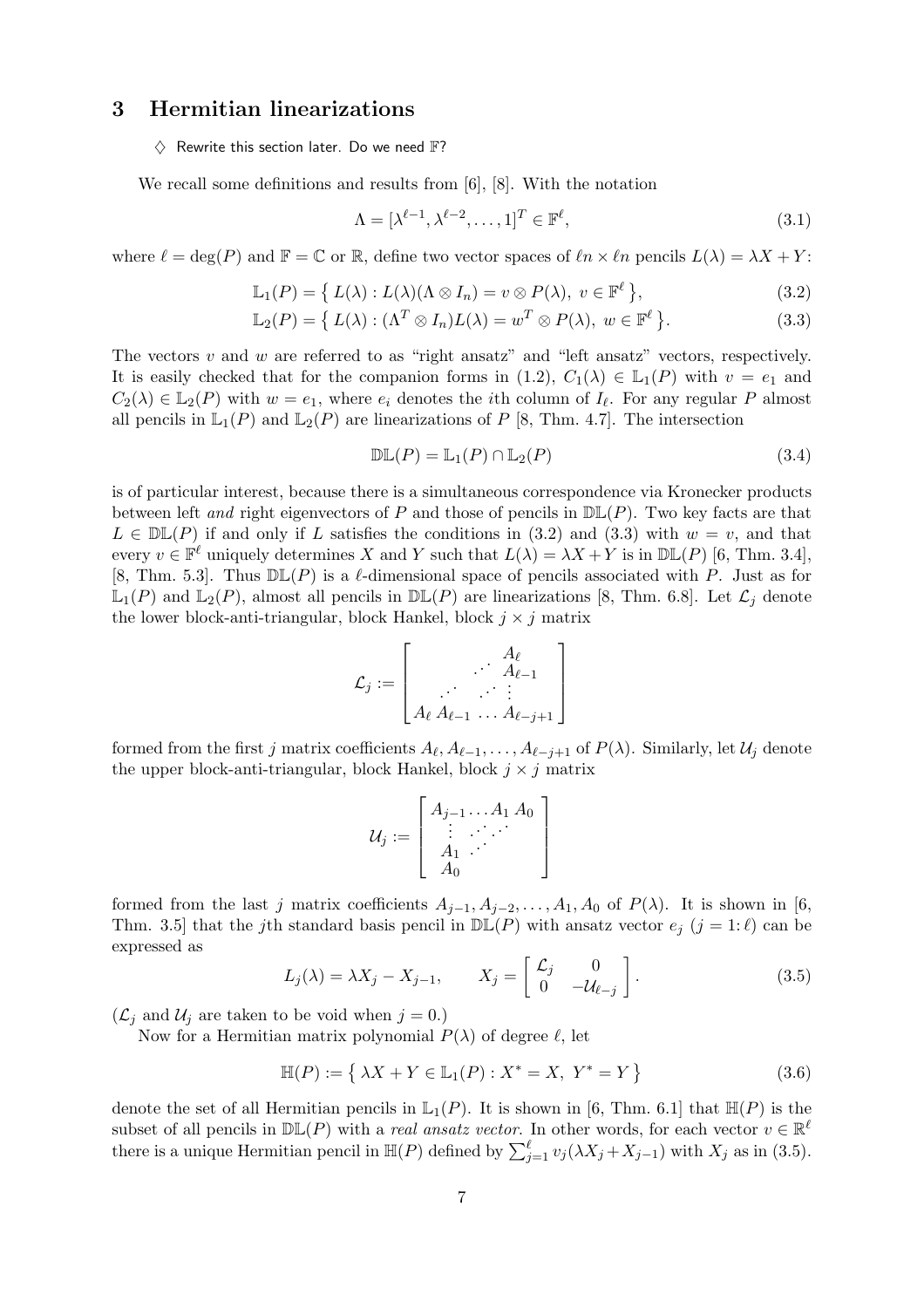## 3 Hermitian linearizations

$\diamondsuit$ Rewrite this section later. Do we need $\mathbb{F}$?

We recall some definitions and results from [6], [8]. With the notation

$$\Lambda = [\lambda^{\ell-1}, \lambda^{\ell-2}, \ldots, 1]^T \in \mathbb{F}^\ell, \tag{3.1}$$

where $\ell = \deg(P)$ and $\mathbb{F} = \mathbb{C}$ or $\mathbb{R}$, define two vector spaces of $\ell n \times \ell n$ pencils $L(\lambda) = \lambda X + Y$:

$$\mathbb{L}_1(P) = \left\{ L(\lambda) : L(\lambda)(\Lambda \otimes I_n) = v \otimes P(\lambda),\ v \in \mathbb{F}^\ell \right\}, \tag{3.2}$$

$$\mathbb{L}_2(P) = \left\{ L(\lambda) : (\Lambda^T \otimes I_n) L(\lambda) = w^T \otimes P(\lambda),\ w \in \mathbb{F}^\ell \right\}. \tag{3.3}$$

The vectors $v$ and $w$ are referred to as "right ansatz" and "left ansatz" vectors, respectively. It is easily checked that for the companion forms in (1.2), $C_1(\lambda) \in \mathbb{L}_1(P)$ with $v = e_1$ and $C_2(\lambda) \in \mathbb{L}_2(P)$ with $w = e_1$, where $e_i$ denotes the $i$th column of $I_\ell$. For any regular $P$ almost all pencils in $\mathbb{L}_1(P)$ and $\mathbb{L}_2(P)$ are linearizations of $P$ [8, Thm. 4.7]. The intersection

$$\mathbb{DL}(P) = \mathbb{L}_1(P) \cap \mathbb{L}_2(P) \tag{3.4}$$

is of particular interest, because there is a simultaneous correspondence via Kronecker products between left *and* right eigenvectors of $P$ and those of pencils in $\mathbb{DL}(P)$. Two key facts are that $L \in \mathbb{DL}(P)$ if and only if $L$ satisfies the conditions in (3.2) and (3.3) with $w = v$, and that every $v \in \mathbb{F}^\ell$ uniquely determines $X$ and $Y$ such that $L(\lambda) = \lambda X + Y$ is in $\mathbb{DL}(P)$ [6, Thm. 3.4], [8, Thm. 5.3]. Thus $\mathbb{DL}(P)$ is a $\ell$-dimensional space of pencils associated with $P$. Just as for $\mathbb{L}_1(P)$ and $\mathbb{L}_2(P)$, almost all pencils in $\mathbb{DL}(P)$ are linearizations [8, Thm. 6.8]. Let $\mathcal{L}_j$ denote the lower block-anti-triangular, block Hankel, block $j \times j$ matrix

$$\mathcal{L}_j := \begin{bmatrix} & & & A_\ell \\ & & \cdot^{\cdot^{\cdot}} & A_{\ell-1} \\ & \cdot^{\cdot^{\cdot}} & \cdot^{\cdot^{\cdot}} & \vdots \\ A_\ell & A_{\ell-1} & \ldots & A_{\ell-j+1} \end{bmatrix}$$

formed from the first $j$ matrix coefficients $A_\ell, A_{\ell-1}, \ldots, A_{\ell-j+1}$ of $P(\lambda)$. Similarly, let $\mathcal{U}_j$ denote the upper block-anti-triangular, block Hankel, block $j \times j$ matrix

$$\mathcal{U}_j := \begin{bmatrix} A_{j-1} & \ldots & A_1 & A_0 \\ \vdots & \cdot^{\cdot^{\cdot}} & \cdot^{\cdot^{\cdot}} & \\ A_1 & \cdot^{\cdot^{\cdot}} & & \\ A_0 & & & \end{bmatrix}$$

formed from the last $j$ matrix coefficients $A_{j-1}, A_{j-2}, \ldots, A_1, A_0$ of $P(\lambda)$. It is shown in [6, Thm. 3.5] that the $j$th standard basis pencil in $\mathbb{DL}(P)$ with ansatz vector $e_j$ ($j = 1\colon \ell$) can be expressed as

$$L_j(\lambda) = \lambda X_j - X_{j-1}, \qquad X_j = \begin{bmatrix} \mathcal{L}_j & 0 \\ 0 & -\mathcal{U}_{\ell-j} \end{bmatrix}. \tag{3.5}$$

($\mathcal{L}_j$ and $\mathcal{U}_j$ are taken to be void when $j = 0$.)

Now for a Hermitian matrix polynomial $P(\lambda)$ of degree $\ell$, let

$$\mathbb{H}(P) := \left\{ \lambda X + Y \in \mathbb{L}_1(P) : X^* = X,\ Y^* = Y \right\} \tag{3.6}$$

denote the set of all Hermitian pencils in $\mathbb{L}_1(P)$. It is shown in [6, Thm. 6.1] that $\mathbb{H}(P)$ is the subset of all pencils in $\mathbb{DL}(P)$ with a *real ansatz vector*. In other words, for each vector $v \in \mathbb{R}^\ell$ there is a unique Hermitian pencil in $\mathbb{H}(P)$ defined by $\sum_{j=1}^{\ell} v_j(\lambda X_j + X_{j-1})$ with $X_j$ as in (3.5).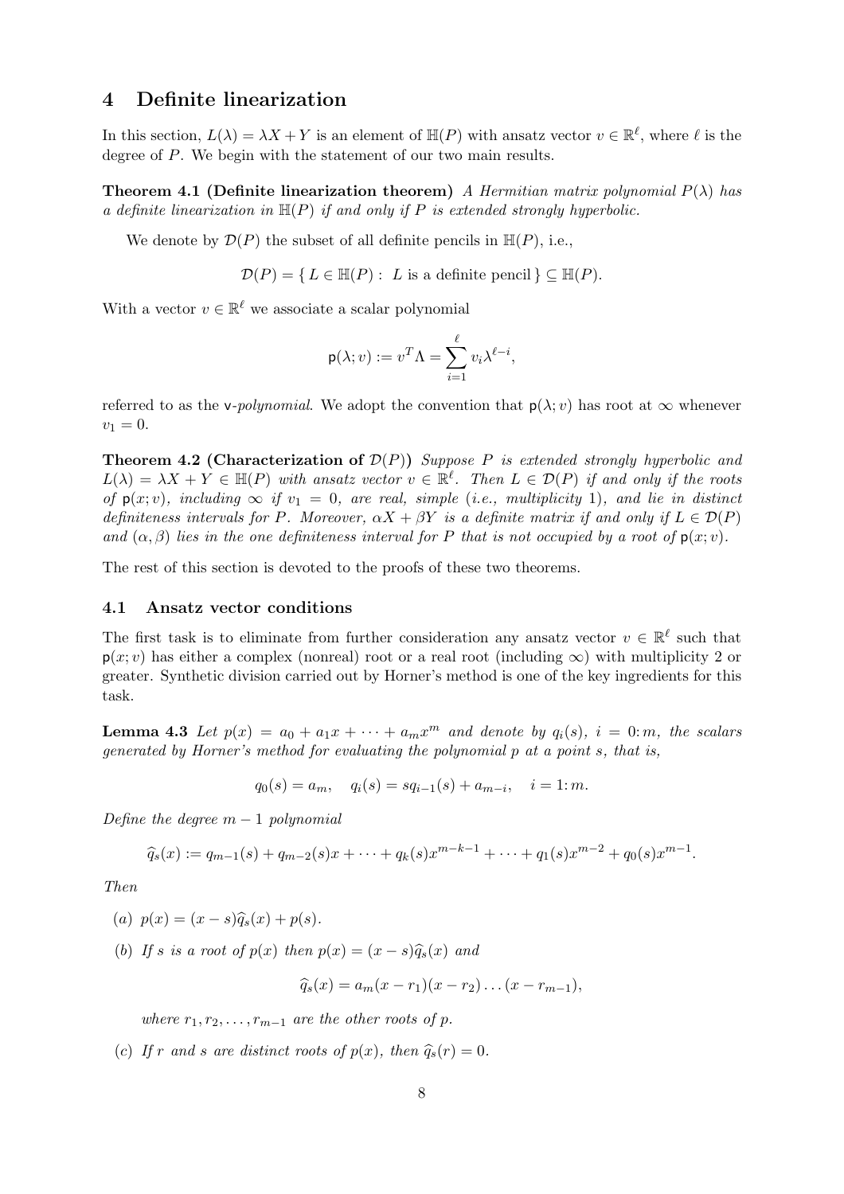## 4 Definite linearization

In this section, $L(\lambda) = \lambda X + Y$ is an element of $\mathbb{H}(P)$ with ansatz vector $v \in \mathbb{R}^{\ell}$, where $\ell$ is the degree of $P$. We begin with the statement of our two main results.

**Theorem 4.1 (Definite linearization theorem)** *A Hermitian matrix polynomial $P(\lambda)$ has a definite linearization in $\mathbb{H}(P)$ if and only if $P$ is extended strongly hyperbolic.*

We denote by $\mathcal{D}(P)$ the subset of all definite pencils in $\mathbb{H}(P)$, i.e.,

$$\mathcal{D}(P) = \{\, L \in \mathbb{H}(P) : \ L \text{ is a definite pencil} \,\} \subseteq \mathbb{H}(P).$$

With a vector $v \in \mathbb{R}^{\ell}$ we associate a scalar polynomial

$$\mathsf{p}(\lambda; v) := v^T \Lambda = \sum_{i=1}^{\ell} v_i \lambda^{\ell - i},$$

referred to as the v*-polynomial*. We adopt the convention that $\mathsf{p}(\lambda; v)$ has root at $\infty$ whenever $v_1 = 0$.

**Theorem 4.2 (Characterization of $\mathcal{D}(P)$)** *Suppose $P$ is extended strongly hyperbolic and $L(\lambda) = \lambda X + Y \in \mathbb{H}(P)$ with ansatz vector $v \in \mathbb{R}^{\ell}$. Then $L \in \mathcal{D}(P)$ if and only if the roots of $\mathsf{p}(x; v)$, including $\infty$ if $v_1 = 0$, are real, simple (i.e., multiplicity 1), and lie in distinct definiteness intervals for $P$. Moreover, $\alpha X + \beta Y$ is a definite matrix if and only if $L \in \mathcal{D}(P)$ and $(\alpha, \beta)$ lies in the one definiteness interval for $P$ that is not occupied by a root of $\mathsf{p}(x; v)$.*

The rest of this section is devoted to the proofs of these two theorems.

### 4.1 Ansatz vector conditions

The first task is to eliminate from further consideration any ansatz vector $v \in \mathbb{R}^{\ell}$ such that $\mathsf{p}(x; v)$ has either a complex (nonreal) root or a real root (including $\infty$) with multiplicity 2 or greater. Synthetic division carried out by Horner's method is one of the key ingredients for this task.

**Lemma 4.3** *Let $p(x) = a_0 + a_1 x + \cdots + a_m x^m$ and denote by $q_i(s)$, $i = 0\colon m$, the scalars generated by Horner's method for evaluating the polynomial $p$ at a point $s$, that is,*

$$q_0(s) = a_m, \quad q_i(s) = s q_{i-1}(s) + a_{m-i}, \quad i = 1\colon m.$$

*Define the degree $m - 1$ polynomial*

$$\widehat{q}_s(x) := q_{m-1}(s) + q_{m-2}(s) x + \cdots + q_k(s) x^{m-k-1} + \cdots + q_1(s) x^{m-2} + q_0(s) x^{m-1}.$$

*Then*

*(a)* $p(x) = (x - s)\widehat{q}_s(x) + p(s)$.

*(b) If $s$ is a root of $p(x)$ then $p(x) = (x - s)\widehat{q}_s(x)$ and*

$$\widehat{q}_s(x) = a_m (x - r_1)(x - r_2) \ldots (x - r_{m-1}),$$

*where $r_1, r_2, \ldots, r_{m-1}$ are the other roots of $p$.*

*(c) If $r$ and $s$ are distinct roots of $p(x)$, then $\widehat{q}_s(r) = 0$.*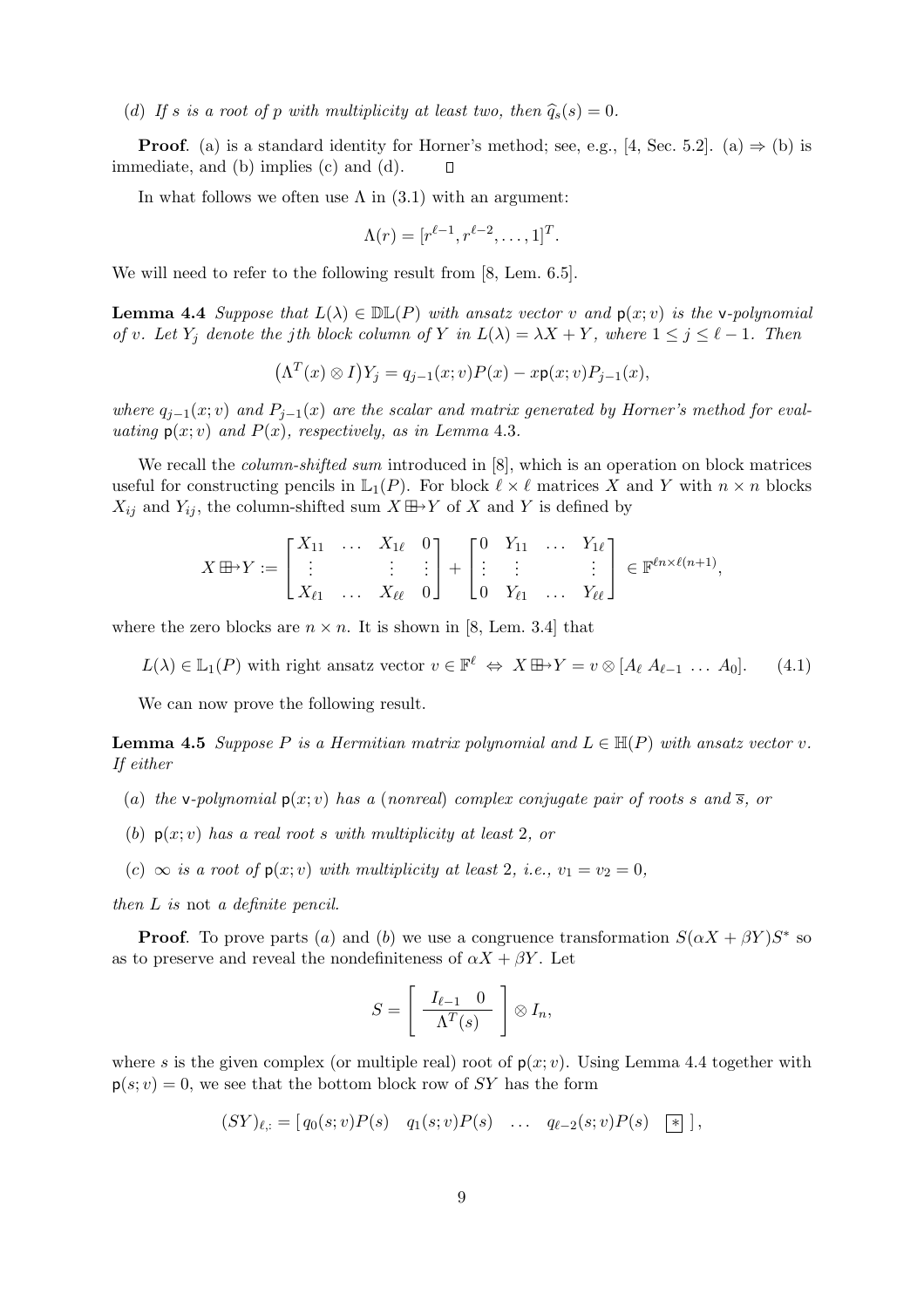(d) *If $s$ is a root of $p$ with multiplicity at least two, then $\widehat{q}_s(s) = 0$.*

**Proof**. (a) is a standard identity for Horner's method; see, e.g., [4, Sec. 5.2]. (a) ⇒ (b) is immediate, and (b) implies (c) and (d). □

In what follows we often use $\Lambda$ in (3.1) with an argument:

$$\Lambda(r) = [r^{\ell-1}, r^{\ell-2}, \ldots, 1]^T.$$

We will need to refer to the following result from [8, Lem. 6.5].

**Lemma 4.4** *Suppose that $L(\lambda) \in \mathbb{DL}(P)$ with ansatz vector $v$ and $\mathsf{p}(x; v)$ is the $\mathsf{v}$-polynomial of $v$. Let $Y_j$ denote the $j$th block column of $Y$ in $L(\lambda) = \lambda X + Y$, where $1 \le j \le \ell - 1$. Then*

$$\big(\Lambda^T(x) \otimes I\big) Y_j = q_{j-1}(x; v) P(x) - x\mathsf{p}(x; v) P_{j-1}(x),$$

*where $q_{j-1}(x; v)$ and $P_{j-1}(x)$ are the scalar and matrix generated by Horner's method for evaluating $\mathsf{p}(x; v)$ and $P(x)$, respectively, as in Lemma 4.3.*

We recall the *column-shifted sum* introduced in [8], which is an operation on block matrices useful for constructing pencils in $\mathbb{L}_1(P)$. For block $\ell \times \ell$ matrices $X$ and $Y$ with $n \times n$ blocks $X_{ij}$ and $Y_{ij}$, the column-shifted sum $X \boxplus\!\!\rightarrow Y$ of $X$ and $Y$ is defined by

$$X \boxplus\!\!\rightarrow Y := \begin{bmatrix} X_{11} & \ldots & X_{1\ell} & 0 \\ \vdots & & \vdots & \vdots \\ X_{\ell 1} & \ldots & X_{\ell\ell} & 0 \end{bmatrix} + \begin{bmatrix} 0 & Y_{11} & \ldots & Y_{1\ell} \\ \vdots & \vdots & & \vdots \\ 0 & Y_{\ell 1} & \ldots & Y_{\ell\ell} \end{bmatrix} \in \mathbb{F}^{\ell n \times \ell(n+1)},$$

where the zero blocks are $n \times n$. It is shown in [8, Lem. 3.4] that

$$L(\lambda) \in \mathbb{L}_1(P) \text{ with right ansatz vector } v \in \mathbb{F}^\ell \;\Leftrightarrow\; X \boxplus\!\!\rightarrow Y = v \otimes [A_\ell \; A_{\ell-1} \; \ldots \; A_0]. \tag{4.1}$$

We can now prove the following result.

**Lemma 4.5** *Suppose $P$ is a Hermitian matrix polynomial and $L \in \mathbb{H}(P)$ with ansatz vector $v$. If either*

(a) *the $\mathsf{v}$-polynomial $\mathsf{p}(x; v)$ has a (nonreal) complex conjugate pair of roots $s$ and $\overline{s}$, or*

(b) *$\mathsf{p}(x; v)$ has a real root $s$ with multiplicity at least 2, or*

(c) *$\infty$ is a root of $\mathsf{p}(x; v)$ with multiplicity at least 2, i.e., $v_1 = v_2 = 0$,*

*then $L$ is* not *a definite pencil.*

**Proof**. To prove parts (a) and (b) we use a congruence transformation $S(\alpha X + \beta Y)S^*$ so as to preserve and reveal the nondefiniteness of $\alpha X + \beta Y$. Let

$$S = \left[ \begin{array}{cc} I_{\ell-1} & 0 \\ \hline \multicolumn{2}{c}{\Lambda^T(s)} \end{array} \right] \otimes I_n,$$

where $s$ is the given complex (or multiple real) root of $\mathsf{p}(x; v)$. Using Lemma 4.4 together with $\mathsf{p}(s; v) = 0$, we see that the bottom block row of $SY$ has the form

$$(SY)_{\ell,:} = [\, q_0(s; v)P(s) \quad q_1(s; v)P(s) \quad \ldots \quad q_{\ell-2}(s; v)P(s) \quad \boxed{*} \,],$$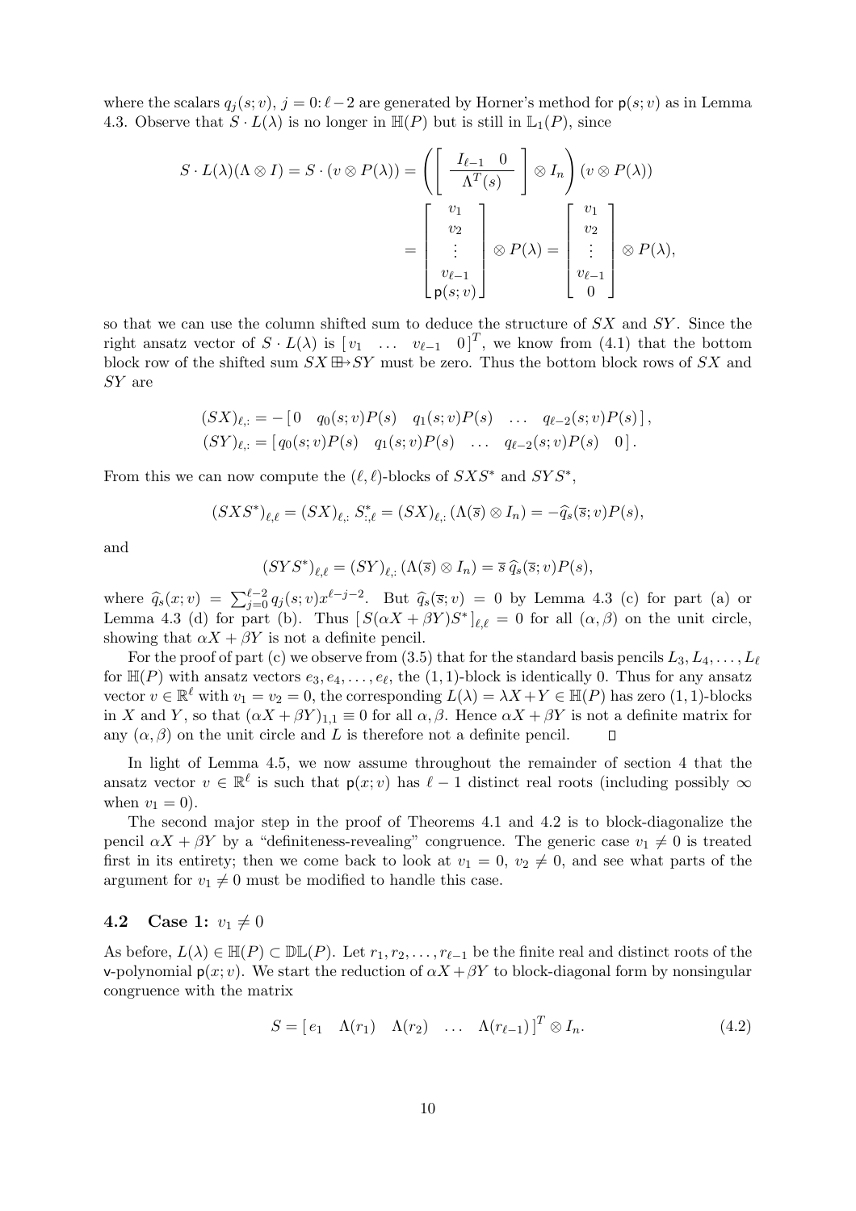where the scalars $q_j(s; v)$, $j = 0{:}\,\ell-2$ are generated by Horner's method for $\mathsf{p}(s; v)$ as in Lemma 4.3. Observe that $S \cdot L(\lambda)$ is no longer in $\mathbb{H}(P)$ but is still in $\mathbb{L}_1(P)$, since

$$
S \cdot L(\lambda)(\Lambda \otimes I) = S \cdot (v \otimes P(\lambda)) = \left( \left[ \begin{array}{cc} I_{\ell-1} & 0 \\ \hline \multicolumn{2}{c}{\Lambda^T(s)} \end{array} \right] \otimes I_n \right) (v \otimes P(\lambda))
$$

$$
= \begin{bmatrix} v_1 \\ v_2 \\ \vdots \\ v_{\ell-1} \\ \mathsf{p}(s; v) \end{bmatrix} \otimes P(\lambda) = \begin{bmatrix} v_1 \\ v_2 \\ \vdots \\ v_{\ell-1} \\ 0 \end{bmatrix} \otimes P(\lambda),
$$

so that we can use the column shifted sum to deduce the structure of $SX$ and $SY$. Since the right ansatz vector of $S \cdot L(\lambda)$ is $[\,v_1 \quad \ldots \quad v_{\ell-1} \quad 0\,]^T$, we know from (4.1) that the bottom block row of the shifted sum $SX \boxplus\!\!\rightarrow SY$ must be zero. Thus the bottom block rows of $SX$ and $SY$ are

$$
\begin{aligned}
(SX)_{\ell,:} &= -\left[\, 0 \quad q_0(s; v)P(s) \quad q_1(s; v)P(s) \quad \ldots \quad q_{\ell-2}(s; v)P(s) \,\right], \\
(SY)_{\ell,:} &= \left[\, q_0(s; v)P(s) \quad q_1(s; v)P(s) \quad \ldots \quad q_{\ell-2}(s; v)P(s) \quad 0 \,\right].
\end{aligned}
$$

From this we can now compute the $(\ell, \ell)$-blocks of $SXS^*$ and $SYS^*$,

$$
(SXS^*)_{\ell,\ell} = (SX)_{\ell,:}\, S^*_{:,\ell} = (SX)_{\ell,:}\, (\Lambda(\overline{s}) \otimes I_n) = -\widehat{q}_s(\overline{s}; v)P(s),
$$

and

$$
(SYS^*)_{\ell,\ell} = (SY)_{\ell,:}\, (\Lambda(\overline{s}) \otimes I_n) = \overline{s}\, \widehat{q}_s(\overline{s}; v)P(s),
$$

where $\widehat{q}_s(x; v) = \sum_{j=0}^{\ell-2} q_j(s; v)x^{\ell-j-2}$. But $\widehat{q}_s(\overline{s}; v) = 0$ by Lemma 4.3 (c) for part (a) or Lemma 4.3 (d) for part (b). Thus $[\, S(\alpha X + \beta Y)S^* \,]_{\ell,\ell} = 0$ for all $(\alpha, \beta)$ on the unit circle, showing that $\alpha X + \beta Y$ is not a definite pencil.

For the proof of part (c) we observe from (3.5) that for the standard basis pencils $L_3, L_4, \ldots, L_\ell$ for $\mathbb{H}(P)$ with ansatz vectors $e_3, e_4, \ldots, e_\ell$, the $(1, 1)$-block is identically 0. Thus for any ansatz vector $v \in \mathbb{R}^\ell$ with $v_1 = v_2 = 0$, the corresponding $L(\lambda) = \lambda X + Y \in \mathbb{H}(P)$ has zero $(1, 1)$-blocks in $X$ and $Y$, so that $(\alpha X + \beta Y)_{1,1} \equiv 0$ for all $\alpha, \beta$. Hence $\alpha X + \beta Y$ is not a definite matrix for any $(\alpha, \beta)$ on the unit circle and $L$ is therefore not a definite pencil. $\square$

In light of Lemma 4.5, we now assume throughout the remainder of section 4 that the ansatz vector $v \in \mathbb{R}^\ell$ is such that $\mathsf{p}(x; v)$ has $\ell - 1$ distinct real roots (including possibly $\infty$ when $v_1 = 0$).

The second major step in the proof of Theorems 4.1 and 4.2 is to block-diagonalize the pencil $\alpha X + \beta Y$ by a "definiteness-revealing" congruence. The generic case $v_1 \neq 0$ is treated first in its entirety; then we come back to look at $v_1 = 0$, $v_2 \neq 0$, and see what parts of the argument for $v_1 \neq 0$ must be modified to handle this case.

### 4.2 Case 1: $v_1 \neq 0$

As before, $L(\lambda) \in \mathbb{H}(P) \subset \mathbb{DL}(P)$. Let $r_1, r_2, \ldots, r_{\ell-1}$ be the finite real and distinct roots of the v-polynomial $\mathsf{p}(x; v)$. We start the reduction of $\alpha X + \beta Y$ to block-diagonal form by nonsingular congruence with the matrix

$$
S = [\, e_1 \quad \Lambda(r_1) \quad \Lambda(r_2) \quad \ldots \quad \Lambda(r_{\ell-1}) \,]^T \otimes I_n. \tag{4.2}
$$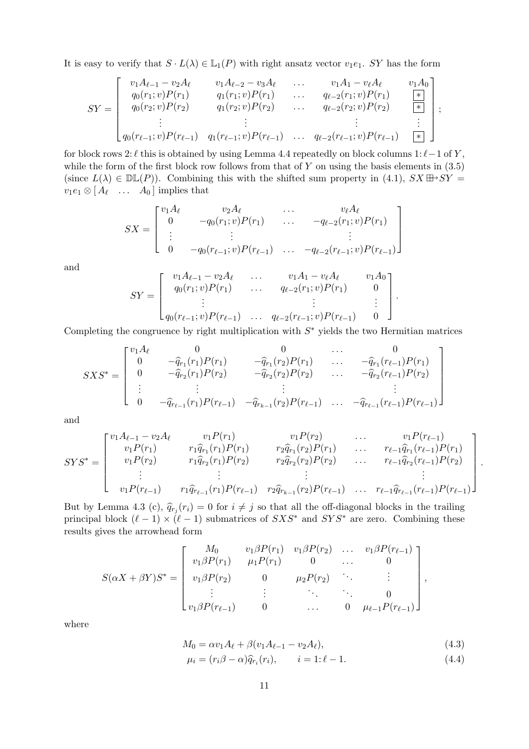It is easy to verify that $S \cdot L(\lambda) \in \mathbb{L}_1(P)$ with right ansatz vector $v_1 e_1$. $SY$ has the form

$$
SY = \begin{bmatrix} v_1 A_{\ell-1} - v_2 A_\ell & v_1 A_{\ell-2} - v_3 A_\ell & \dots & v_1 A_1 - v_\ell A_\ell & v_1 A_0 \\ q_0(r_1; v) P(r_1) & q_1(r_1; v) P(r_1) & \dots & q_{\ell-2}(r_1; v) P(r_1) & \boxed{*} \\ q_0(r_2; v) P(r_2) & q_1(r_2; v) P(r_2) & \dots & q_{\ell-2}(r_2; v) P(r_2) & \boxed{*} \\ \vdots & \vdots & & \vdots & \vdots \\ q_0(r_{\ell-1}; v) P(r_{\ell-1}) & q_1(r_{\ell-1}; v) P(r_{\ell-1}) & \dots & q_{\ell-2}(r_{\ell-1}; v) P(r_{\ell-1}) & \boxed{*} \end{bmatrix};
$$

for block rows $2\colon \ell$ this is obtained by using Lemma 4.4 repeatedly on block columns $1\colon \ell-1$ of $Y$, while the form of the first block row follows from that of $Y$ on using the basis elements in (3.5) (since $L(\lambda) \in \mathbb{DL}(P)$). Combining this with the shifted sum property in (4.1), $SX \boxplus\!\!\rightarrow SY = v_1 e_1 \otimes [\, A_\ell \quad \dots \quad A_0 \,]$ implies that

$$
SX = \begin{bmatrix} v_1 A_\ell & v_2 A_\ell & \dots & v_\ell A_\ell \\ 0 & -q_0(r_1; v) P(r_1) & \dots & -q_{\ell-2}(r_1; v) P(r_1) \\ \vdots & \vdots & & \vdots \\ 0 & -q_0(r_{\ell-1}; v) P(r_{\ell-1}) & \dots & -q_{\ell-2}(r_{\ell-1}; v) P(r_{\ell-1}) \end{bmatrix}
$$

and

$$
SY = \begin{bmatrix} v_1 A_{\ell-1} - v_2 A_\ell & \dots & v_1 A_1 - v_\ell A_\ell & v_1 A_0 \\ q_0(r_1; v) P(r_1) & \dots & q_{\ell-2}(r_1; v) P(r_1) & 0 \\ \vdots & & \vdots & \vdots \\ q_0(r_{\ell-1}; v) P(r_{\ell-1}) & \dots & q_{\ell-2}(r_{\ell-1}; v) P(r_{\ell-1}) & 0 \end{bmatrix}.
$$

Completing the congruence by right multiplication with $S^*$ yields the two Hermitian matrices

$$
SXS^* = \begin{bmatrix} v_1 A_\ell & 0 & 0 & \dots & 0 \\ 0 & -\widehat{q}_{r_1}(r_1) P(r_1) & -\widehat{q}_{r_1}(r_2) P(r_1) & \dots & -\widehat{q}_{r_1}(r_{\ell-1}) P(r_1) \\ 0 & -\widehat{q}_{r_2}(r_1) P(r_2) & -\widehat{q}_{r_2}(r_2) P(r_2) & \dots & -\widehat{q}_{r_2}(r_{\ell-1}) P(r_2) \\ \vdots & \vdots & \vdots & & \vdots \\ 0 & -\widehat{q}_{r_{\ell-1}}(r_1) P(r_{\ell-1}) & -\widehat{q}_{r_{k-1}}(r_2) P(r_{\ell-1}) & \dots & -\widehat{q}_{r_{\ell-1}}(r_{\ell-1}) P(r_{\ell-1}) \end{bmatrix}
$$

and

$$
SYS^* = \begin{bmatrix} v_1 A_{\ell-1} - v_2 A_\ell & v_1 P(r_1) & v_1 P(r_2) & \dots & v_1 P(r_{\ell-1}) \\ v_1 P(r_1) & r_1 \widehat{q}_{r_1}(r_1) P(r_1) & r_2 \widehat{q}_{r_1}(r_2) P(r_1) & \dots & r_{\ell-1} \widehat{q}_{r_1}(r_{\ell-1}) P(r_1) \\ v_1 P(r_2) & r_1 \widehat{q}_{r_2}(r_1) P(r_2) & r_2 \widehat{q}_{r_2}(r_2) P(r_2) & \dots & r_{\ell-1} \widehat{q}_{r_2}(r_{\ell-1}) P(r_2) \\ \vdots & \vdots & \vdots & & \vdots \\ v_1 P(r_{\ell-1}) & r_1 \widehat{q}_{r_{\ell-1}}(r_1) P(r_{\ell-1}) & r_2 \widehat{q}_{r_{k-1}}(r_2) P(r_{\ell-1}) & \dots & r_{\ell-1} \widehat{q}_{r_{\ell-1}}(r_{\ell-1}) P(r_{\ell-1}) \end{bmatrix}.
$$

But by Lemma 4.3 (c), $\widehat{q}_{r_j}(r_i) = 0$ for $i \neq j$ so that all the off-diagonal blocks in the trailing principal block $(\ell-1) \times (\ell-1)$ submatrices of $SXS^*$ and $SYS^*$ are zero. Combining these results gives the arrowhead form

$$
S(\alpha X + \beta Y)S^* = \begin{bmatrix} M_0 & v_1 \beta P(r_1) & v_1 \beta P(r_2) & \dots & v_1 \beta P(r_{\ell-1}) \\ v_1 \beta P(r_1) & \mu_1 P(r_1) & 0 & \dots & 0 \\ v_1 \beta P(r_2) & 0 & \mu_2 P(r_2) & \ddots & \vdots \\ \vdots & \vdots & \ddots & \ddots & 0 \\ v_1 \beta P(r_{\ell-1}) & 0 & \dots & 0 & \mu_{\ell-1} P(r_{\ell-1}) \end{bmatrix},
$$

where

$$
M_0 = \alpha v_1 A_\ell + \beta (v_1 A_{\ell-1} - v_2 A_\ell), \tag{4.3}
$$

$$
\mu_i = (r_i \beta - \alpha) \widehat{q}_{r_i}(r_i), \qquad i = 1\colon \ell-1. \tag{4.4}
$$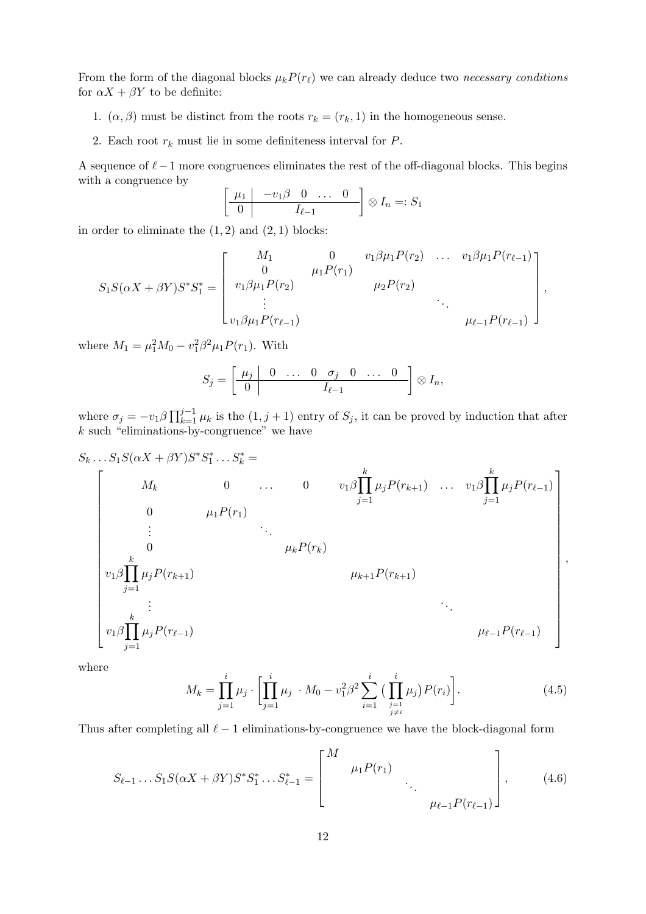From the form of the diagonal blocks $\mu_k P(r_\ell)$ we can already deduce two *necessary conditions* for $\alpha X + \beta Y$ to be definite:

1. $(\alpha, \beta)$ must be distinct from the roots $r_k = (r_k, 1)$ in the homogeneous sense.
2. Each root $r_k$ must lie in some definiteness interval for $P$.

A sequence of $\ell - 1$ more congruences eliminates the rest of the off-diagonal blocks. This begins with a congruence by

$$\left[\begin{array}{c|cccc} \mu_1 & -v_1\beta & 0 & \dots & 0 \\ \hline 0 & & I_{\ell-1} & & \end{array}\right] \otimes I_n =: S_1$$

in order to eliminate the $(1, 2)$ and $(2, 1)$ blocks:

$$S_1 S(\alpha X + \beta Y) S^* S_1^* = \begin{bmatrix} M_1 & 0 & v_1\beta\mu_1 P(r_2) & \dots & v_1\beta\mu_1 P(r_{\ell-1}) \\ 0 & \mu_1 P(r_1) & & & \\ v_1\beta\mu_1 P(r_2) & & \mu_2 P(r_2) & & \\ \vdots & & & \ddots & \\ v_1\beta\mu_1 P(r_{\ell-1}) & & & & \mu_{\ell-1} P(r_{\ell-1}) \end{bmatrix},$$

where $M_1 = \mu_1^2 M_0 - v_1^2\beta^2\mu_1 P(r_1)$. With

$$S_j = \left[\begin{array}{c|ccccccc} \mu_j & 0 & \dots & 0 & \sigma_j & 0 & \dots & 0 \\ \hline 0 & & & & I_{\ell-1} & & & \end{array}\right] \otimes I_n,$$

where $\sigma_j = -v_1\beta\prod_{k=1}^{j-1}\mu_k$ is the $(1, j+1)$ entry of $S_j$, it can be proved by induction that after $k$ such "eliminations-by-congruence" we have

$$S_k \dots S_1 S(\alpha X + \beta Y) S^* S_1^* \dots S_k^* =$$

$$\begin{bmatrix} M_k & 0 & \dots & 0 & v_1\beta\prod_{j=1}^{k}\mu_j P(r_{k+1}) & \dots & v_1\beta\prod_{j=1}^{k}\mu_j P(r_{\ell-1}) \\ 0 & \mu_1 P(r_1) & & & & & \\ \vdots & & \ddots & & & & \\ 0 & & & \mu_k P(r_k) & & & \\ v_1\beta\prod_{j=1}^{k}\mu_j P(r_{k+1}) & & & & \mu_{k+1} P(r_{k+1}) & & \\ \vdots & & & & & \ddots & \\ v_1\beta\prod_{j=1}^{k}\mu_j P(r_{\ell-1}) & & & & & & \mu_{\ell-1} P(r_{\ell-1}) \end{bmatrix},$$

where

$$M_k = \prod_{j=1}^{i}\mu_j \cdot \left[\prod_{j=1}^{i}\mu_j \;\cdot M_0 - v_1^2\beta^2 \sum_{i=1}^{i} \big(\prod_{\substack{j=1 \\ j\neq i}}^{i}\mu_j\big) P(r_i)\right]. \tag{4.5}$$

Thus after completing all $\ell - 1$ eliminations-by-congruence we have the block-diagonal form

$$S_{\ell-1} \dots S_1 S(\alpha X + \beta Y) S^* S_1^* \dots S_{\ell-1}^* = \begin{bmatrix} M & & & \\ & \mu_1 P(r_1) & & \\ & & \ddots & \\ & & & \mu_{\ell-1} P(r_{\ell-1}) \end{bmatrix}, \tag{4.6}$$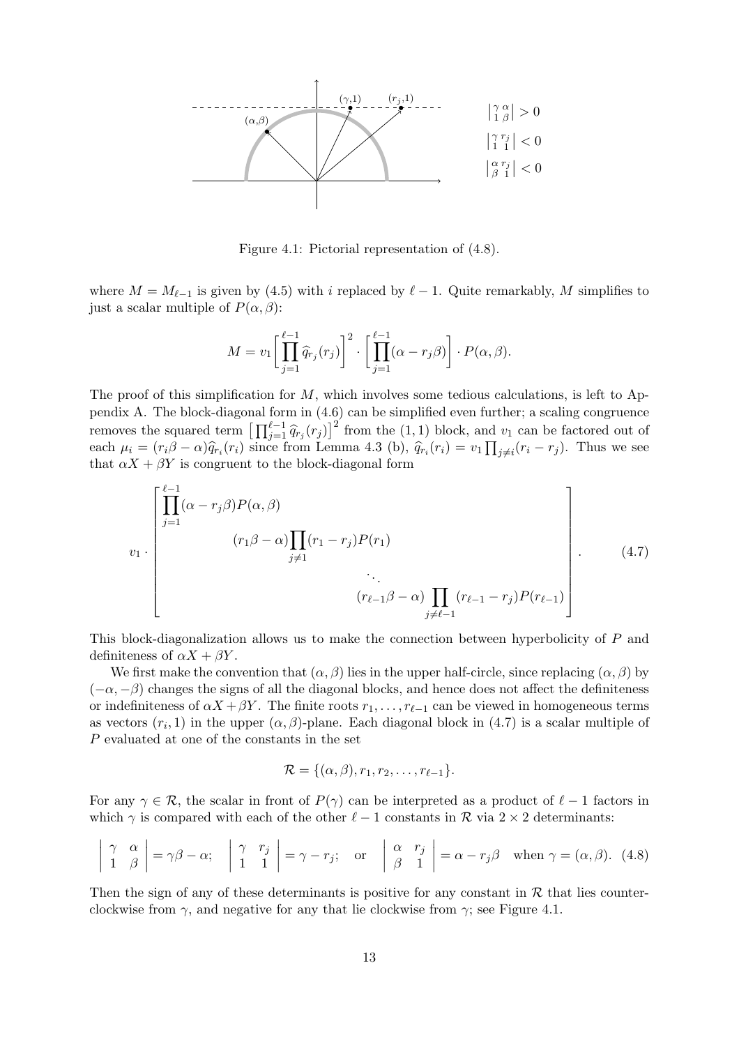Figure 4.1: Pictorial representation of (4.8).

where $M = M_{\ell-1}$ is given by (4.5) with $i$ replaced by $\ell - 1$. Quite remarkably, $M$ simplifies to just a scalar multiple of $P(\alpha, \beta)$:

$$M = v_1 \left[ \prod_{j=1}^{\ell-1} \widehat{q}_{r_j}(r_j) \right]^2 \cdot \left[ \prod_{j=1}^{\ell-1} (\alpha - r_j \beta) \right] \cdot P(\alpha, \beta).$$

The proof of this simplification for $M$, which involves some tedious calculations, is left to Appendix A. The block-diagonal form in (4.6) can be simplified even further; a scaling congruence removes the squared term $\left[ \prod_{j=1}^{\ell-1} \widehat{q}_{r_j}(r_j) \right]^2$ from the $(1,1)$ block, and $v_1$ can be factored out of each $\mu_i = (r_i \beta - \alpha) \widehat{q}_{r_i}(r_i)$ since from Lemma 4.3 (b), $\widehat{q}_{r_i}(r_i) = v_1 \prod_{j \neq i} (r_i - r_j)$. Thus we see that $\alpha X + \beta Y$ is congruent to the block-diagonal form

$$v_1 \cdot \begin{bmatrix} \prod_{j=1}^{\ell-1} (\alpha - r_j \beta) P(\alpha, \beta) & & & \\ & (r_1 \beta - \alpha) \prod_{j \neq 1} (r_1 - r_j) P(r_1) & & \\ & & \ddots & \\ & & & (r_{\ell-1} \beta - \alpha) \prod_{j \neq \ell-1} (r_{\ell-1} - r_j) P(r_{\ell-1}) \end{bmatrix}. \tag{4.7}$$

This block-diagonalization allows us to make the connection between hyperbolicity of $P$ and definiteness of $\alpha X + \beta Y$.

We first make the convention that $(\alpha, \beta)$ lies in the upper half-circle, since replacing $(\alpha, \beta)$ by $(-\alpha, -\beta)$ changes the signs of all the diagonal blocks, and hence does not affect the definiteness or indefiniteness of $\alpha X + \beta Y$. The finite roots $r_1, \ldots, r_{\ell-1}$ can be viewed in homogeneous terms as vectors $(r_i, 1)$ in the upper $(\alpha, \beta)$-plane. Each diagonal block in (4.7) is a scalar multiple of $P$ evaluated at one of the constants in the set

$$\mathcal{R} = \{(\alpha, \beta), r_1, r_2, \ldots, r_{\ell-1}\}.$$

For any $\gamma \in \mathcal{R}$, the scalar in front of $P(\gamma)$ can be interpreted as a product of $\ell - 1$ factors in which $\gamma$ is compared with each of the other $\ell - 1$ constants in $\mathcal{R}$ via $2 \times 2$ determinants:

$$\begin{vmatrix} \gamma & \alpha \\ 1 & \beta \end{vmatrix} = \gamma\beta - \alpha; \quad \begin{vmatrix} \gamma & r_j \\ 1 & 1 \end{vmatrix} = \gamma - r_j; \quad \text{or} \quad \begin{vmatrix} \alpha & r_j \\ \beta & 1 \end{vmatrix} = \alpha - r_j \beta \quad \text{when } \gamma = (\alpha, \beta). \tag{4.8}$$

Then the sign of any of these determinants is positive for any constant in $\mathcal{R}$ that lies counterclockwise from $\gamma$, and negative for any that lie clockwise from $\gamma$; see Figure 4.1.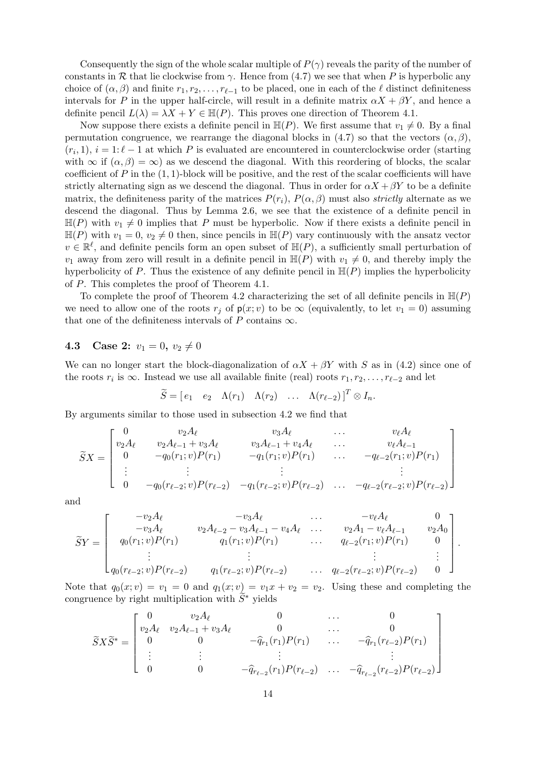Consequently the sign of the whole scalar multiple of $P(\gamma)$ reveals the parity of the number of constants in $\mathcal{R}$ that lie clockwise from $\gamma$. Hence from (4.7) we see that when $P$ is hyperbolic any choice of $(\alpha, \beta)$ and finite $r_1, r_2, \ldots, r_{\ell-1}$ to be placed, one in each of the $\ell$ distinct definiteness intervals for $P$ in the upper half-circle, will result in a definite matrix $\alpha X + \beta Y$, and hence a definite pencil $L(\lambda) = \lambda X + Y \in \mathbb{H}(P)$. This proves one direction of Theorem 4.1.

Now suppose there exists a definite pencil in $\mathbb{H}(P)$. We first assume that $v_1 \neq 0$. By a final permutation congruence, we rearrange the diagonal blocks in (4.7) so that the vectors $(\alpha, \beta)$, $(r_i, 1)$, $i = 1{:}\,\ell - 1$ at which $P$ is evaluated are encountered in counterclockwise order (starting with $\infty$ if $(\alpha, \beta) = \infty$) as we descend the diagonal. With this reordering of blocks, the scalar coefficient of $P$ in the $(1,1)$-block will be positive, and the rest of the scalar coefficients will have strictly alternating sign as we descend the diagonal. Thus in order for $\alpha X + \beta Y$ to be a definite matrix, the definiteness parity of the matrices $P(r_i)$, $P(\alpha, \beta)$ must also *strictly* alternate as we descend the diagonal. Thus by Lemma 2.6, we see that the existence of a definite pencil in $\mathbb{H}(P)$ with $v_1 \neq 0$ implies that $P$ must be hyperbolic. Now if there exists a definite pencil in $\mathbb{H}(P)$ with $v_1 = 0$, $v_2 \neq 0$ then, since pencils in $\mathbb{H}(P)$ vary continuously with the ansatz vector $v \in \mathbb{R}^\ell$, and definite pencils form an open subset of $\mathbb{H}(P)$, a sufficiently small perturbation of $v_1$ away from zero will result in a definite pencil in $\mathbb{H}(P)$ with $v_1 \neq 0$, and thereby imply the hyperbolicity of $P$. Thus the existence of any definite pencil in $\mathbb{H}(P)$ implies the hyperbolicity of $P$. This completes the proof of Theorem 4.1.

To complete the proof of Theorem 4.2 characterizing the set of all definite pencils in $\mathbb{H}(P)$ we need to allow one of the roots $r_j$ of $\mathsf{p}(x; v)$ to be $\infty$ (equivalently, to let $v_1 = 0$) assuming that one of the definiteness intervals of $P$ contains $\infty$.

### 4.3 Case 2: $v_1 = 0$, $v_2 \neq 0$

We can no longer start the block-diagonalization of $\alpha X + \beta Y$ with $S$ as in (4.2) since one of the roots $r_i$ is $\infty$. Instead we use all available finite (real) roots $r_1, r_2, \ldots, r_{\ell-2}$ and let

$$\widetilde{S} = \begin{bmatrix} e_1 & e_2 & \Lambda(r_1) & \Lambda(r_2) & \ldots & \Lambda(r_{\ell-2}) \end{bmatrix}^T \otimes I_n.$$

By arguments similar to those used in subsection 4.2 we find that

$$\widetilde{S}X = \begin{bmatrix} 0 & v_2 A_\ell & v_3 A_\ell & \ldots & v_\ell A_\ell \\ v_2 A_\ell & v_2 A_{\ell-1} + v_3 A_\ell & v_3 A_{\ell-1} + v_4 A_\ell & \ldots & v_\ell A_{\ell-1} \\ 0 & -q_0(r_1; v) P(r_1) & -q_1(r_1; v) P(r_1) & \ldots & -q_{\ell-2}(r_1; v) P(r_1) \\ \vdots & \vdots & \vdots & & \vdots \\ 0 & -q_0(r_{\ell-2}; v) P(r_{\ell-2}) & -q_1(r_{\ell-2}; v) P(r_{\ell-2}) & \ldots & -q_{\ell-2}(r_{\ell-2}; v) P(r_{\ell-2}) \end{bmatrix}$$

and

$$\widetilde{S}Y = \begin{bmatrix} -v_2 A_\ell & -v_3 A_\ell & \ldots & -v_\ell A_\ell & 0 \\ -v_3 A_\ell & v_2 A_{\ell-2} - v_3 A_{\ell-1} - v_4 A_\ell & \ldots & v_2 A_1 - v_\ell A_{\ell-1} & v_2 A_0 \\ q_0(r_1; v) P(r_1) & q_1(r_1; v) P(r_1) & \ldots & q_{\ell-2}(r_1; v) P(r_1) & 0 \\ \vdots & \vdots & & \vdots & \vdots \\ q_0(r_{\ell-2}; v) P(r_{\ell-2}) & q_1(r_{\ell-2}; v) P(r_{\ell-2}) & \ldots & q_{\ell-2}(r_{\ell-2}; v) P(r_{\ell-2}) & 0 \end{bmatrix}.$$

Note that $q_0(x; v) = v_1 = 0$ and $q_1(x; v) = v_1 x + v_2 = v_2$. Using these and completing the congruence by right multiplication with $\widetilde{S}^*$ yields

$$\widetilde{S}X\widetilde{S}^* = \begin{bmatrix} 0 & v_2 A_\ell & 0 & \ldots & 0 \\ v_2 A_\ell & v_2 A_{\ell-1} + v_3 A_\ell & 0 & \ldots & 0 \\ 0 & 0 & -\widehat{q}_{r_1}(r_1) P(r_1) & \ldots & -\widehat{q}_{r_1}(r_{\ell-2}) P(r_1) \\ \vdots & \vdots & \vdots & & \vdots \\ 0 & 0 & -\widehat{q}_{r_{\ell-2}}(r_1) P(r_{\ell-2}) & \ldots & -\widehat{q}_{r_{\ell-2}}(r_{\ell-2}) P(r_{\ell-2}) \end{bmatrix}$$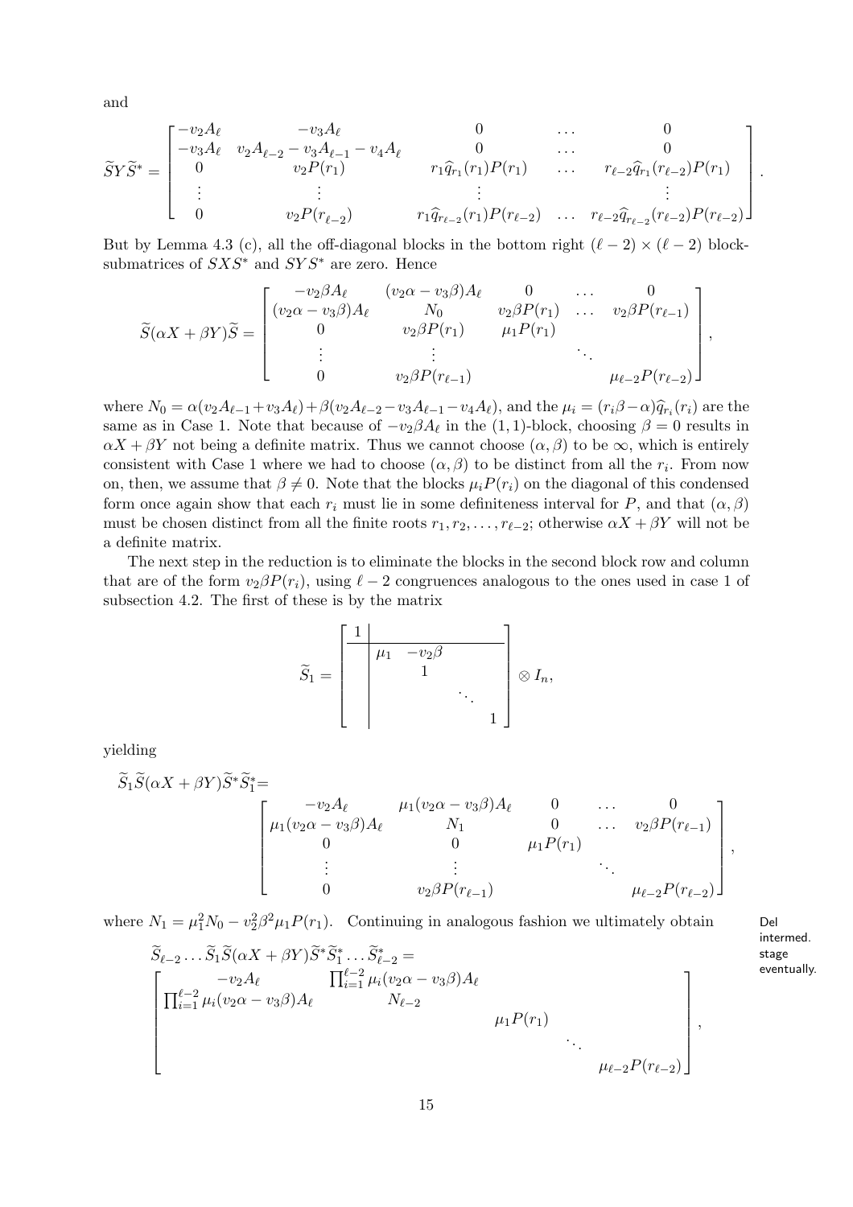and

$$
\widetilde{S}Y\widetilde{S}^* = \begin{bmatrix} -v_2A_\ell & -v_3A_\ell & 0 & \dots & 0 \\ -v_3A_\ell & v_2A_{\ell-2} - v_3A_{\ell-1} - v_4A_\ell & 0 & \dots & 0 \\ 0 & v_2P(r_1) & r_1\widehat{q}_{r_1}(r_1)P(r_1) & \dots & r_{\ell-2}\widehat{q}_{r_1}(r_{\ell-2})P(r_1) \\ \vdots & \vdots & \vdots & & \vdots \\ 0 & v_2P(r_{\ell-2}) & r_1\widehat{q}_{r_{\ell-2}}(r_1)P(r_{\ell-2}) & \dots & r_{\ell-2}\widehat{q}_{r_{\ell-2}}(r_{\ell-2})P(r_{\ell-2}) \end{bmatrix}.
$$

But by Lemma 4.3 (c), all the off-diagonal blocks in the bottom right $(\ell-2)\times(\ell-2)$ block-submatrices of $SXS^*$ and $SYS^*$ are zero. Hence

$$
\widetilde{S}(\alpha X + \beta Y)\widetilde{S} = \begin{bmatrix} -v_2\beta A_\ell & (v_2\alpha - v_3\beta)A_\ell & 0 & \dots & 0 \\ (v_2\alpha - v_3\beta)A_\ell & N_0 & v_2\beta P(r_1) & \dots & v_2\beta P(r_{\ell-1}) \\ 0 & v_2\beta P(r_1) & \mu_1 P(r_1) & & \\ \vdots & \vdots & & \ddots & \\ 0 & v_2\beta P(r_{\ell-1}) & & & \mu_{\ell-2}P(r_{\ell-2}) \end{bmatrix},
$$

where $N_0 = \alpha(v_2A_{\ell-1} + v_3A_\ell) + \beta(v_2A_{\ell-2} - v_3A_{\ell-1} - v_4A_\ell)$, and the $\mu_i = (r_i\beta - \alpha)\widehat{q}_{r_i}(r_i)$ are the same as in Case 1. Note that because of $-v_2\beta A_\ell$ in the $(1,1)$-block, choosing $\beta = 0$ results in $\alpha X + \beta Y$ not being a definite matrix. Thus we cannot choose $(\alpha,\beta)$ to be $\infty$, which is entirely consistent with Case 1 where we had to choose $(\alpha,\beta)$ to be distinct from all the $r_i$. From now on, then, we assume that $\beta \neq 0$. Note that the blocks $\mu_i P(r_i)$ on the diagonal of this condensed form once again show that each $r_i$ must lie in some definiteness interval for $P$, and that $(\alpha,\beta)$ must be chosen distinct from all the finite roots $r_1, r_2, \dots, r_{\ell-2}$; otherwise $\alpha X + \beta Y$ will not be a definite matrix.

The next step in the reduction is to eliminate the blocks in the second block row and column that are of the form $v_2\beta P(r_i)$, using $\ell - 2$ congruences analogous to the ones used in case 1 of subsection 4.2. The first of these is by the matrix

$$
\widetilde{S}_1 = \left[\begin{array}{c|cccc} 1 & & & & \\ \hline & \mu_1 & -v_2\beta & & \\ & & 1 & & \\ & & & \ddots & \\ & & & & 1 \end{array}\right] \otimes I_n,
$$

yielding

$$
\widetilde{S}_1\widetilde{S}(\alpha X + \beta Y)\widetilde{S}^*\widetilde{S}_1^* = \begin{bmatrix} -v_2A_\ell & \mu_1(v_2\alpha - v_3\beta)A_\ell & 0 & \dots & 0 \\ \mu_1(v_2\alpha - v_3\beta)A_\ell & N_1 & 0 & \dots & v_2\beta P(r_{\ell-1}) \\ 0 & 0 & \mu_1 P(r_1) & & \\ \vdots & \vdots & & \ddots & \\ 0 & v_2\beta P(r_{\ell-1}) & & & \mu_{\ell-2}P(r_{\ell-2}) \end{bmatrix},
$$

where $N_1 = \mu_1^2 N_0 - v_2^2\beta^2\mu_1 P(r_1)$. Continuing in analogous fashion we ultimately obtain

Del intermed. stage eventually.

$$
\widetilde{S}_{\ell-2}\dots\widetilde{S}_1\widetilde{S}(\alpha X + \beta Y)\widetilde{S}^*\widetilde{S}_1^*\dots\widetilde{S}_{\ell-2}^* = \begin{bmatrix} -v_2A_\ell & \prod_{i=1}^{\ell-2}\mu_i(v_2\alpha - v_3\beta)A_\ell & & & \\ \prod_{i=1}^{\ell-2}\mu_i(v_2\alpha - v_3\beta)A_\ell & N_{\ell-2} & & & \\ & & \mu_1 P(r_1) & & \\ & & & \ddots & \\ & & & & \mu_{\ell-2}P(r_{\ell-2}) \end{bmatrix},
$$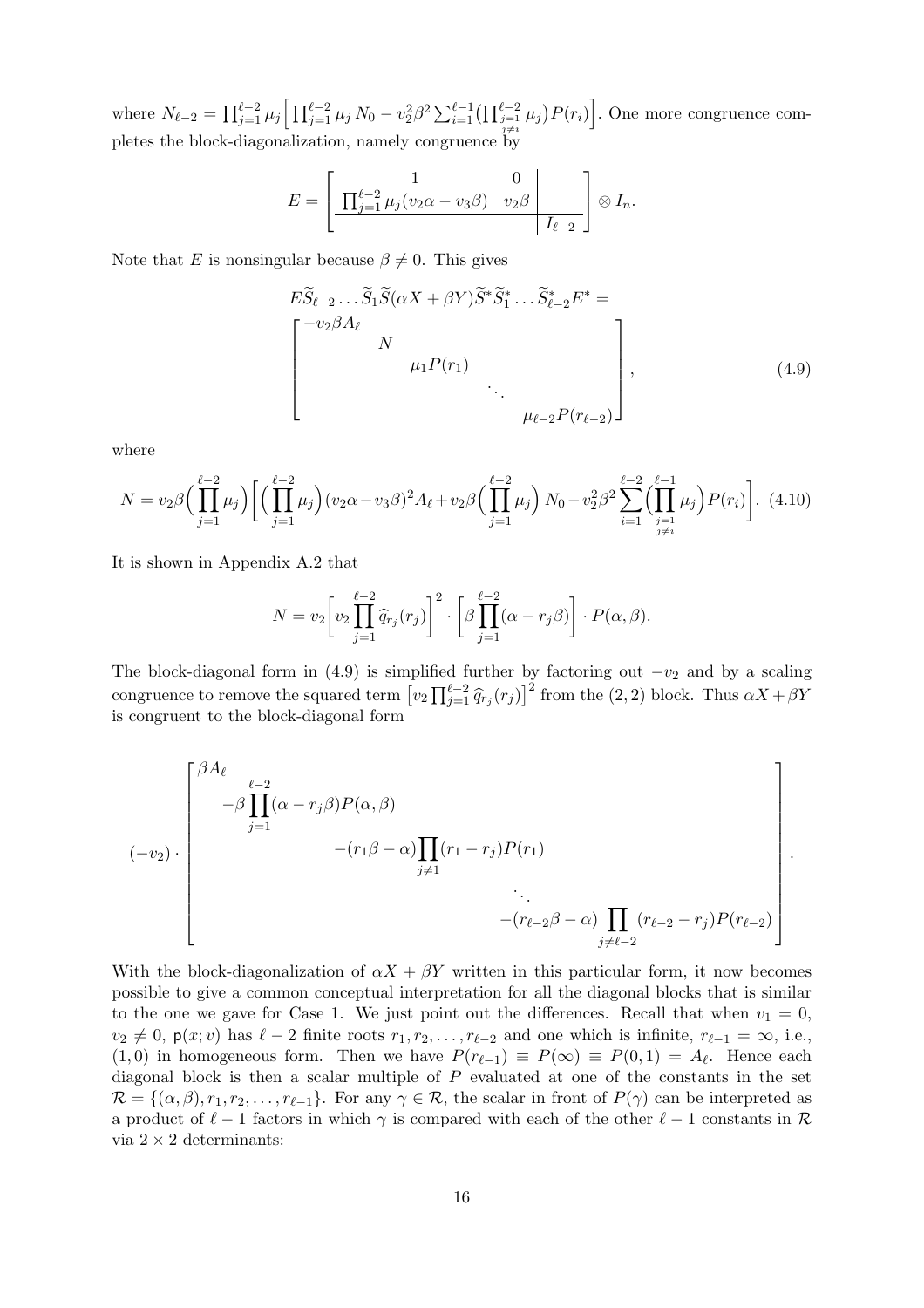where $N_{\ell-2} = \prod_{j=1}^{\ell-2} \mu_j \Big[ \prod_{j=1}^{\ell-2} \mu_j \, N_0 - v_2^2 \beta^2 \sum_{i=1}^{\ell-1} \big( \prod_{\substack{j=1 \\ j \neq i}}^{\ell-2} \mu_j \big) P(r_i) \Big]$. One more congruence completes the block-diagonalization, namely congruence by

$$
E = \left[ \begin{array}{cc|c} 1 & 0 & \\ \prod_{j=1}^{\ell-2} \mu_j (v_2 \alpha - v_3 \beta) & v_2 \beta & \\ \hline & & I_{\ell-2} \end{array} \right] \otimes I_n .
$$

Note that $E$ is nonsingular because $\beta \neq 0$. This gives

$$
E \widetilde{S}_{\ell-2} \dots \widetilde{S}_1 \widetilde{S} (\alpha X + \beta Y) \widetilde{S}^* \widetilde{S}_1^* \dots \widetilde{S}_{\ell-2}^* E^* =
\begin{bmatrix} -v_2 \beta A_\ell & & & & \\ & N & & & \\ & & \mu_1 P(r_1) & & \\ & & & \ddots & \\ & & & & \mu_{\ell-2} P(r_{\ell-2}) \end{bmatrix}, \tag{4.9}
$$

where

$$
N = v_2 \beta \Big( \prod_{j=1}^{\ell-2} \mu_j \Big) \Big[ \Big( \prod_{j=1}^{\ell-2} \mu_j \Big) (v_2 \alpha - v_3 \beta)^2 A_\ell + v_2 \beta \Big( \prod_{j=1}^{\ell-2} \mu_j \Big) \, N_0 - v_2^2 \beta^2 \sum_{i=1}^{\ell-2} \Big( \prod_{\substack{j=1 \\ j \neq i}}^{\ell-1} \mu_j \Big) P(r_i) \Big]. \tag{4.10}
$$

It is shown in Appendix A.2 that

$$
N = v_2 \Big[ v_2 \prod_{j=1}^{\ell-2} \widehat{q}_{r_j}(r_j) \Big]^2 \cdot \Big[ \beta \prod_{j=1}^{\ell-2} (\alpha - r_j \beta) \Big] \cdot P(\alpha, \beta).
$$

The block-diagonal form in (4.9) is simplified further by factoring out $-v_2$ and by a scaling congruence to remove the squared term $\big[ v_2 \prod_{j=1}^{\ell-2} \widehat{q}_{r_j}(r_j) \big]^2$ from the $(2,2)$ block. Thus $\alpha X + \beta Y$ is congruent to the block-diagonal form

$$
(-v_2) \cdot \begin{bmatrix} \beta A_\ell & & & & \\ & -\beta \prod_{j=1}^{\ell-2} (\alpha - r_j \beta) P(\alpha, \beta) & & & \\ & & -(r_1 \beta - \alpha) \prod_{j \neq 1} (r_1 - r_j) P(r_1) & & \\ & & & \ddots & \\ & & & & -(r_{\ell-2} \beta - \alpha) \prod_{j \neq \ell-2} (r_{\ell-2} - r_j) P(r_{\ell-2}) \end{bmatrix}.
$$

With the block-diagonalization of $\alpha X + \beta Y$ written in this particular form, it now becomes possible to give a common conceptual interpretation for all the diagonal blocks that is similar to the one we gave for Case 1. We just point out the differences. Recall that when $v_1 = 0$, $v_2 \neq 0$, $\mathsf{p}(x; v)$ has $\ell - 2$ finite roots $r_1, r_2, \dots, r_{\ell-2}$ and one which is infinite, $r_{\ell-1} = \infty$, i.e., $(1, 0)$ in homogeneous form. Then we have $P(r_{\ell-1}) \equiv P(\infty) \equiv P(0, 1) = A_\ell$. Hence each diagonal block is then a scalar multiple of $P$ evaluated at one of the constants in the set $\mathcal{R} = \{(\alpha, \beta), r_1, r_2, \dots, r_{\ell-1}\}$. For any $\gamma \in \mathcal{R}$, the scalar in front of $P(\gamma)$ can be interpreted as a product of $\ell - 1$ factors in which $\gamma$ is compared with each of the other $\ell - 1$ constants in $\mathcal{R}$ via $2 \times 2$ determinants: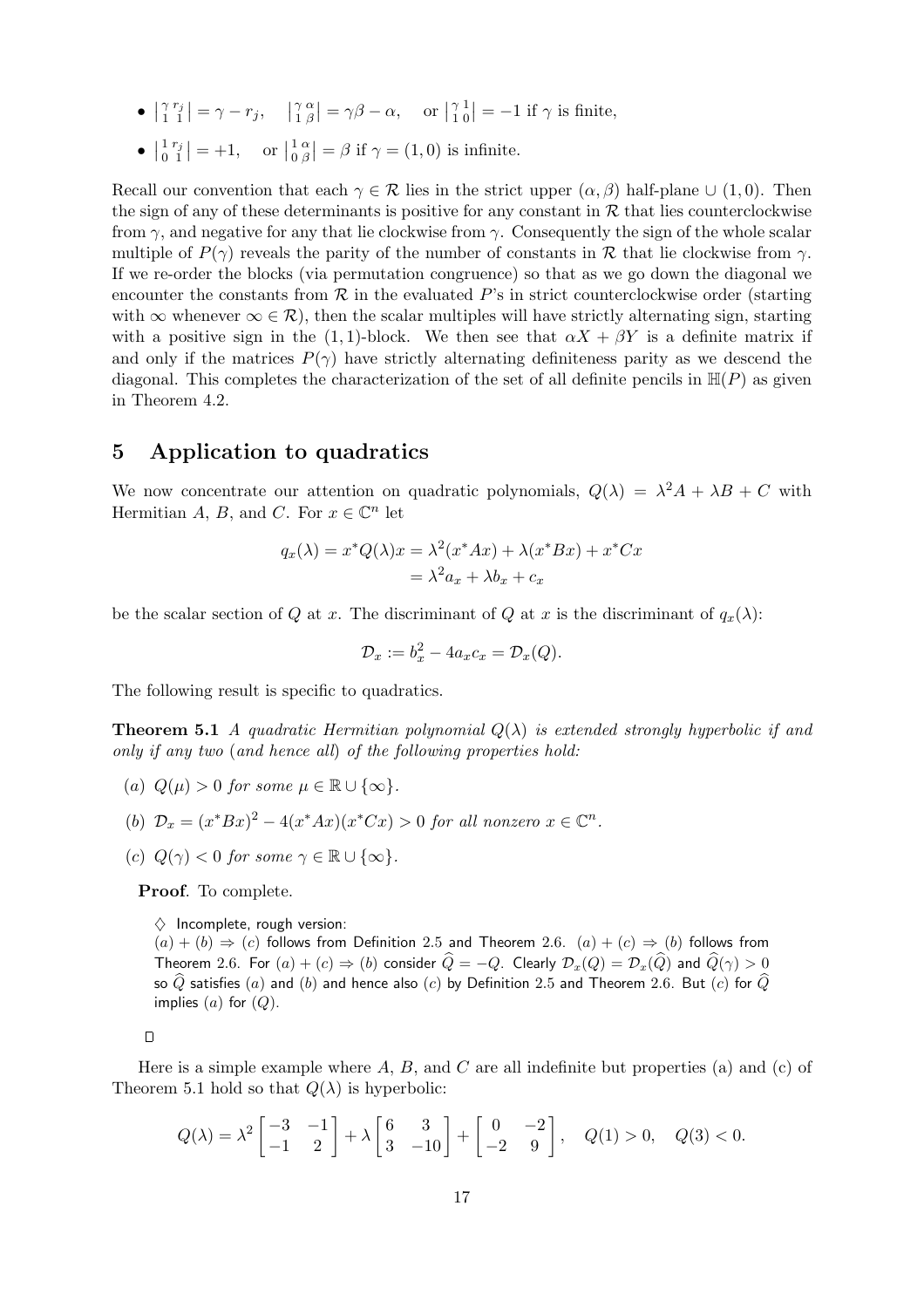- $\left|\begin{smallmatrix} \gamma & r_j \\ 1 & 1 \end{smallmatrix}\right| = \gamma - r_j$, $\quad \left|\begin{smallmatrix} \gamma & \alpha \\ 1 & \beta \end{smallmatrix}\right| = \gamma\beta - \alpha$, $\quad$ or $\left|\begin{smallmatrix} \gamma & 1 \\ 1 & 0 \end{smallmatrix}\right| = -1$ if $\gamma$ is finite,
- $\left|\begin{smallmatrix} 1 & r_j \\ 0 & 1 \end{smallmatrix}\right| = +1$, $\quad$ or $\left|\begin{smallmatrix} 1 & \alpha \\ 0 & \beta \end{smallmatrix}\right| = \beta$ if $\gamma = (1, 0)$ is infinite.

Recall our convention that each $\gamma \in \mathcal{R}$ lies in the strict upper $(\alpha, \beta)$ half-plane $\cup$ $(1, 0)$. Then the sign of any of these determinants is positive for any constant in $\mathcal{R}$ that lies counterclockwise from $\gamma$, and negative for any that lie clockwise from $\gamma$. Consequently the sign of the whole scalar multiple of $P(\gamma)$ reveals the parity of the number of constants in $\mathcal{R}$ that lie clockwise from $\gamma$. If we re-order the blocks (via permutation congruence) so that as we go down the diagonal we encounter the constants from $\mathcal{R}$ in the evaluated $P$'s in strict counterclockwise order (starting with $\infty$ whenever $\infty \in \mathcal{R}$), then the scalar multiples will have strictly alternating sign, starting with a positive sign in the $(1, 1)$-block. We then see that $\alpha X + \beta Y$ is a definite matrix if and only if the matrices $P(\gamma)$ have strictly alternating definiteness parity as we descend the diagonal. This completes the characterization of the set of all definite pencils in $\mathbb{H}(P)$ as given in Theorem 4.2.

## 5 Application to quadratics

We now concentrate our attention on quadratic polynomials, $Q(\lambda) = \lambda^2 A + \lambda B + C$ with Hermitian $A$, $B$, and $C$. For $x \in \mathbb{C}^n$ let

$$
\begin{aligned}
q_x(\lambda) = x^* Q(\lambda) x &= \lambda^2 (x^* A x) + \lambda (x^* B x) + x^* C x \\
&= \lambda^2 a_x + \lambda b_x + c_x
\end{aligned}
$$

be the scalar section of $Q$ at $x$. The discriminant of $Q$ at $x$ is the discriminant of $q_x(\lambda)$:

$$
\mathcal{D}_x := b_x^2 - 4 a_x c_x = \mathcal{D}_x(Q).
$$

The following result is specific to quadratics.

**Theorem 5.1** *A quadratic Hermitian polynomial $Q(\lambda)$ is extended strongly hyperbolic if and only if any two (and hence all) of the following properties hold:*

(*a*) *$Q(\mu) > 0$ for some $\mu \in \mathbb{R} \cup \{\infty\}$.*

(*b*) *$\mathcal{D}_x = (x^* B x)^2 - 4(x^* A x)(x^* C x) > 0$ for all nonzero $x \in \mathbb{C}^n$.*

(*c*) *$Q(\gamma) < 0$ for some $\gamma \in \mathbb{R} \cup \{\infty\}$.*

**Proof**. To complete.

$\diamondsuit$ Incomplete, rough version:
$(a) + (b) \Rightarrow (c)$ follows from Definition 2.5 and Theorem 2.6. $(a) + (c) \Rightarrow (b)$ follows from Theorem 2.6. For $(a) + (c) \Rightarrow (b)$ consider $\widehat{Q} = -Q$. Clearly $\mathcal{D}_x(Q) = \mathcal{D}_x(\widehat{Q})$ and $\widehat{Q}(\gamma) > 0$ so $\widehat{Q}$ satisfies $(a)$ and $(b)$ and hence also $(c)$ by Definition 2.5 and Theorem 2.6. But $(c)$ for $\widehat{Q}$ implies $(a)$ for $(Q)$.

$\square$

Here is a simple example where $A$, $B$, and $C$ are all indefinite but properties (a) and (c) of Theorem 5.1 hold so that $Q(\lambda)$ is hyperbolic:

$$
Q(\lambda) = \lambda^2 \begin{bmatrix} -3 & -1 \\ -1 & 2 \end{bmatrix} + \lambda \begin{bmatrix} 6 & 3 \\ 3 & -10 \end{bmatrix} + \begin{bmatrix} 0 & -2 \\ -2 & 9 \end{bmatrix}, \quad Q(1) > 0, \quad Q(3) < 0.
$$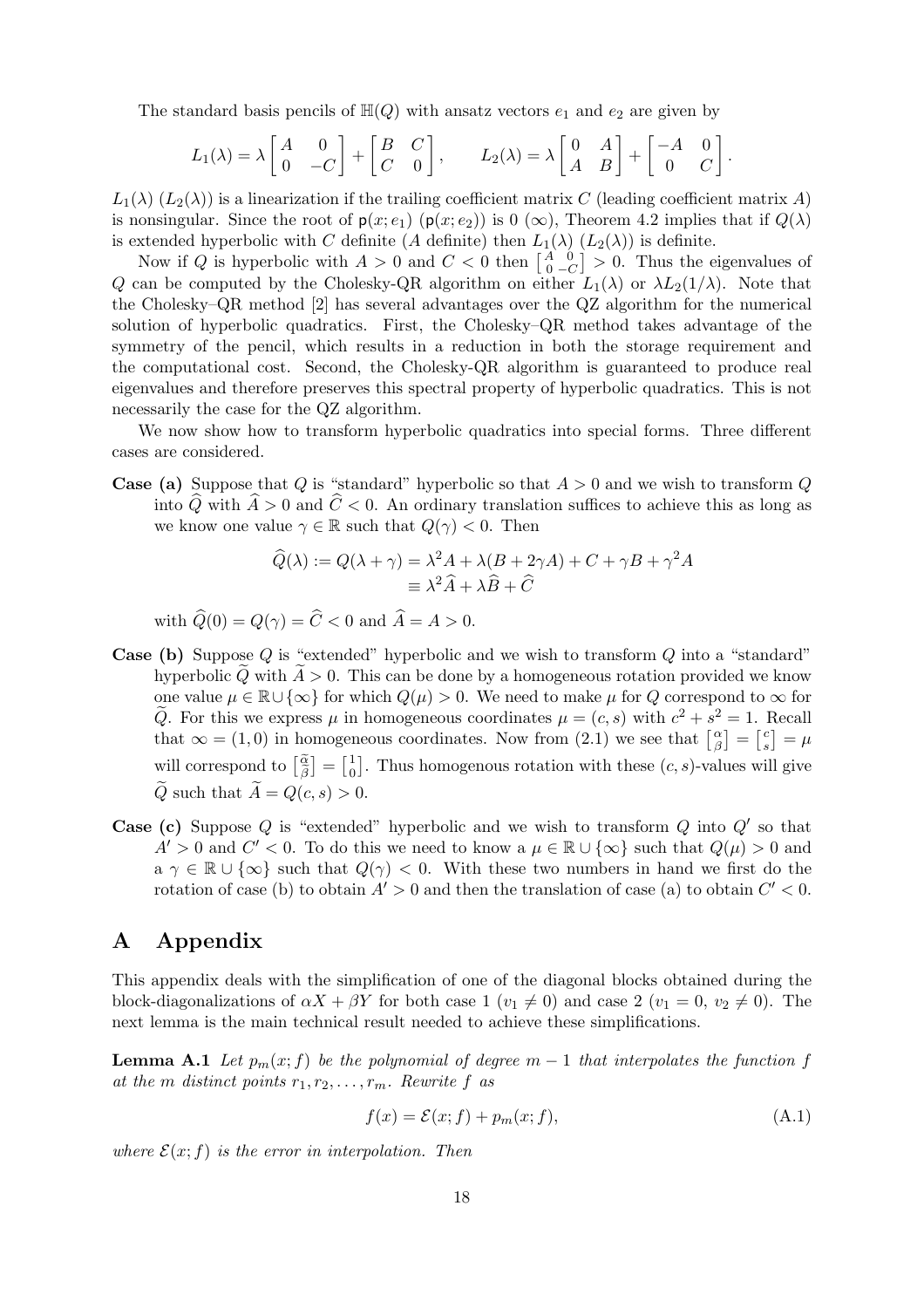The standard basis pencils of $\mathbb{H}(Q)$ with ansatz vectors $e_1$ and $e_2$ are given by

$$L_1(\lambda) = \lambda \begin{bmatrix} A & 0 \\ 0 & -C \end{bmatrix} + \begin{bmatrix} B & C \\ C & 0 \end{bmatrix}, \qquad L_2(\lambda) = \lambda \begin{bmatrix} 0 & A \\ A & B \end{bmatrix} + \begin{bmatrix} -A & 0 \\ 0 & C \end{bmatrix}.$$

$L_1(\lambda)$ ($L_2(\lambda)$) is a linearization if the trailing coefficient matrix $C$ (leading coefficient matrix $A$) is nonsingular. Since the root of $\mathsf{p}(x; e_1)$ ($\mathsf{p}(x; e_2)$) is 0 ($\infty$), Theorem 4.2 implies that if $Q(\lambda)$ is extended hyperbolic with $C$ definite ($A$ definite) then $L_1(\lambda)$ ($L_2(\lambda)$) is definite.

Now if $Q$ is hyperbolic with $A > 0$ and $C < 0$ then $\left[\begin{smallmatrix} A & 0 \\ 0 & -C \end{smallmatrix}\right] > 0$. Thus the eigenvalues of $Q$ can be computed by the Cholesky-QR algorithm on either $L_1(\lambda)$ or $\lambda L_2(1/\lambda)$. Note that the Cholesky–QR method [2] has several advantages over the QZ algorithm for the numerical solution of hyperbolic quadratics. First, the Cholesky–QR method takes advantage of the symmetry of the pencil, which results in a reduction in both the storage requirement and the computational cost. Second, the Cholesky-QR algorithm is guaranteed to produce real eigenvalues and therefore preserves this spectral property of hyperbolic quadratics. This is not necessarily the case for the QZ algorithm.

We now show how to transform hyperbolic quadratics into special forms. Three different cases are considered.

**Case (a)** Suppose that $Q$ is "standard" hyperbolic so that $A > 0$ and we wish to transform $Q$ into $\widehat{Q}$ with $\widehat{A} > 0$ and $\widehat{C} < 0$. An ordinary translation suffices to achieve this as long as we know one value $\gamma \in \mathbb{R}$ such that $Q(\gamma) < 0$. Then

$$\begin{aligned} \widehat{Q}(\lambda) := Q(\lambda + \gamma) &= \lambda^2 A + \lambda(B + 2\gamma A) + C + \gamma B + \gamma^2 A \\ &\equiv \lambda^2 \widehat{A} + \lambda \widehat{B} + \widehat{C} \end{aligned}$$

with $\widehat{Q}(0) = Q(\gamma) = \widehat{C} < 0$ and $\widehat{A} = A > 0$.

**Case (b)** Suppose $Q$ is "extended" hyperbolic and we wish to transform $Q$ into a "standard" hyperbolic $\widetilde{Q}$ with $\widetilde{A} > 0$. This can be done by a homogeneous rotation provided we know one value $\mu \in \mathbb{R} \cup \{\infty\}$ for which $Q(\mu) > 0$. We need to make $\mu$ for $Q$ correspond to $\infty$ for $\widetilde{Q}$. For this we express $\mu$ in homogeneous coordinates $\mu = (c, s)$ with $c^2 + s^2 = 1$. Recall that $\infty = (1, 0)$ in homogeneous coordinates. Now from (2.1) we see that $\left[\begin{smallmatrix} \alpha \\ \beta \end{smallmatrix}\right] = \left[\begin{smallmatrix} c \\ s \end{smallmatrix}\right] = \mu$ will correspond to $\left[\begin{smallmatrix} \widetilde{\alpha} \\ \widetilde{\beta} \end{smallmatrix}\right] = \left[\begin{smallmatrix} 1 \\ 0 \end{smallmatrix}\right]$. Thus homogenous rotation with these $(c, s)$-values will give $\widetilde{Q}$ such that $\widetilde{A} = Q(c, s) > 0$.

**Case (c)** Suppose $Q$ is "extended" hyperbolic and we wish to transform $Q$ into $Q'$ so that $A' > 0$ and $C' < 0$. To do this we need to know a $\mu \in \mathbb{R} \cup \{\infty\}$ such that $Q(\mu) > 0$ and a $\gamma \in \mathbb{R} \cup \{\infty\}$ such that $Q(\gamma) < 0$. With these two numbers in hand we first do the rotation of case (b) to obtain $A' > 0$ and then the translation of case (a) to obtain $C' < 0$.

# A Appendix

This appendix deals with the simplification of one of the diagonal blocks obtained during the block-diagonalizations of $\alpha X + \beta Y$ for both case 1 ($v_1 \neq 0$) and case 2 ($v_1 = 0$, $v_2 \neq 0$). The next lemma is the main technical result needed to achieve these simplifications.

**Lemma A.1** *Let $p_m(x; f)$ be the polynomial of degree $m - 1$ that interpolates the function $f$ at the $m$ distinct points $r_1, r_2, \ldots, r_m$. Rewrite $f$ as*

$$f(x) = \mathcal{E}(x; f) + p_m(x; f), \tag{A.1}$$

*where $\mathcal{E}(x; f)$ is the error in interpolation. Then*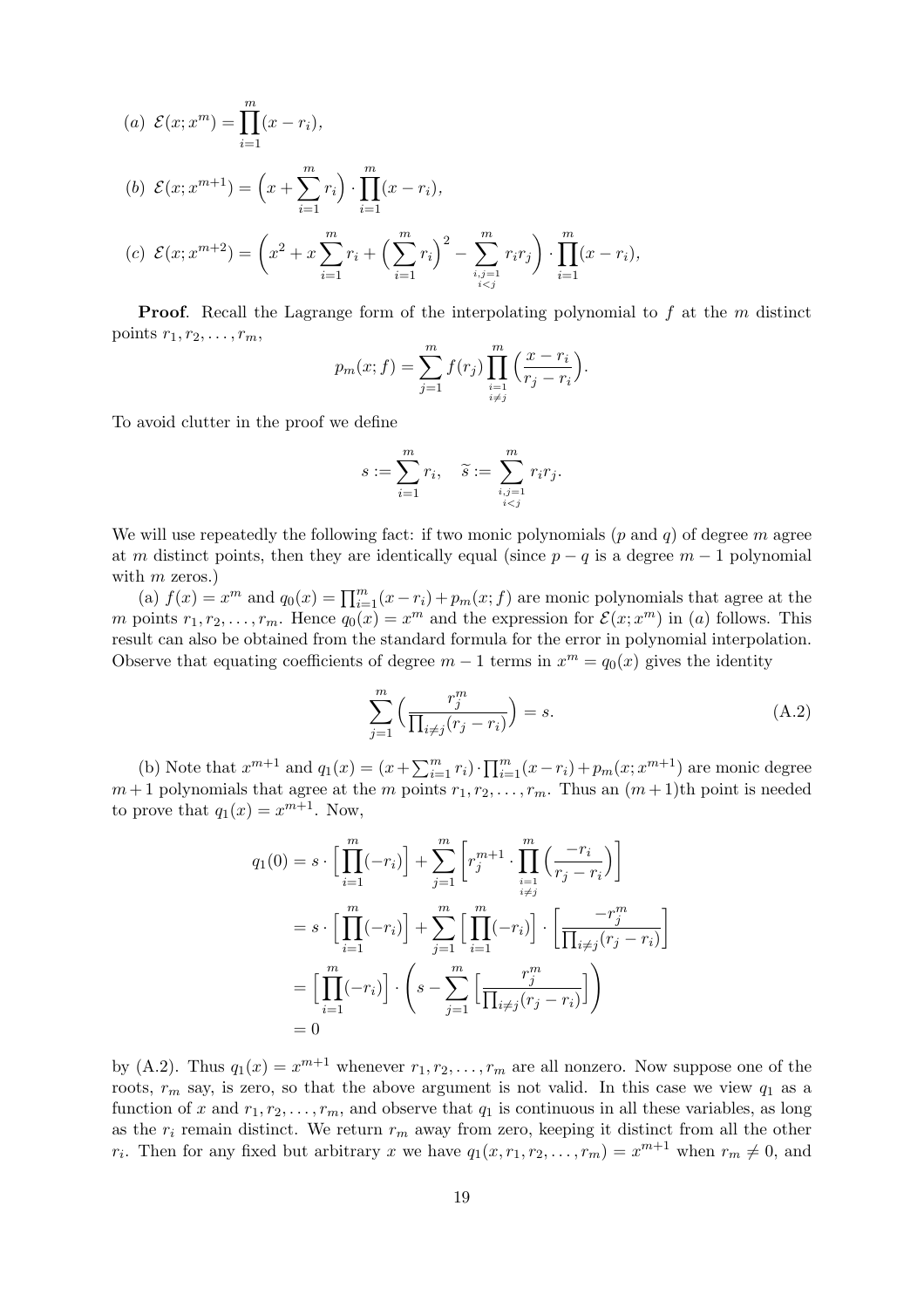(a) $\mathcal{E}(x; x^m) = \prod_{i=1}^{m}(x - r_i)$,

(b) $\mathcal{E}(x; x^{m+1}) = \Big(x + \sum_{i=1}^{m} r_i\Big) \cdot \prod_{i=1}^{m}(x - r_i)$,

(c) $\mathcal{E}(x; x^{m+2}) = \left(x^2 + x\sum_{i=1}^{m} r_i + \Big(\sum_{i=1}^{m} r_i\Big)^2 - \sum_{\substack{i,j=1\\i<j}}^{m} r_i r_j\right) \cdot \prod_{i=1}^{m}(x - r_i)$,

**Proof**. Recall the Lagrange form of the interpolating polynomial to $f$ at the $m$ distinct points $r_1, r_2, \ldots, r_m$,

$$p_m(x; f) = \sum_{j=1}^{m} f(r_j) \prod_{\substack{i=1\\i\neq j}}^{m} \Big(\frac{x - r_i}{r_j - r_i}\Big).$$

To avoid clutter in the proof we define

$$s := \sum_{i=1}^{m} r_i, \quad \widetilde{s} := \sum_{\substack{i,j=1\\i<j}}^{m} r_i r_j.$$

We will use repeatedly the following fact: if two monic polynomials ($p$ and $q$) of degree $m$ agree at $m$ distinct points, then they are identically equal (since $p - q$ is a degree $m - 1$ polynomial with $m$ zeros.)

(a) $f(x) = x^m$ and $q_0(x) = \prod_{i=1}^{m}(x - r_i) + p_m(x; f)$ are monic polynomials that agree at the $m$ points $r_1, r_2, \ldots, r_m$. Hence $q_0(x) = x^m$ and the expression for $\mathcal{E}(x; x^m)$ in $(a)$ follows. This result can also be obtained from the standard formula for the error in polynomial interpolation. Observe that equating coefficients of degree $m - 1$ terms in $x^m = q_0(x)$ gives the identity

$$\sum_{j=1}^{m} \Big(\frac{r_j^m}{\prod_{i\neq j}(r_j - r_i)}\Big) = s. \tag{A.2}$$

(b) Note that $x^{m+1}$ and $q_1(x) = (x + \sum_{i=1}^{m} r_i) \cdot \prod_{i=1}^{m}(x - r_i) + p_m(x; x^{m+1})$ are monic degree $m + 1$ polynomials that agree at the $m$ points $r_1, r_2, \ldots, r_m$. Thus an $(m + 1)$th point is needed to prove that $q_1(x) = x^{m+1}$. Now,

$$\begin{aligned}
q_1(0) &= s \cdot \Big[\prod_{i=1}^{m}(-r_i)\Big] + \sum_{j=1}^{m} \Big[r_j^{m+1} \cdot \prod_{\substack{i=1\\i\neq j}}^{m} \Big(\frac{-r_i}{r_j - r_i}\Big)\Big] \\
&= s \cdot \Big[\prod_{i=1}^{m}(-r_i)\Big] + \sum_{j=1}^{m} \Big[\prod_{i=1}^{m}(-r_i)\Big] \cdot \Big[\frac{-r_j^m}{\prod_{i\neq j}(r_j - r_i)}\Big] \\
&= \Big[\prod_{i=1}^{m}(-r_i)\Big] \cdot \left(s - \sum_{j=1}^{m} \Big[\frac{r_j^m}{\prod_{i\neq j}(r_j - r_i)}\Big]\right) \\
&= 0
\end{aligned}$$

by (A.2). Thus $q_1(x) = x^{m+1}$ whenever $r_1, r_2, \ldots, r_m$ are all nonzero. Now suppose one of the roots, $r_m$ say, is zero, so that the above argument is not valid. In this case we view $q_1$ as a function of $x$ and $r_1, r_2, \ldots, r_m$, and observe that $q_1$ is continuous in all these variables, as long as the $r_i$ remain distinct. We return $r_m$ away from zero, keeping it distinct from all the other $r_i$. Then for any fixed but arbitrary $x$ we have $q_1(x, r_1, r_2, \ldots, r_m) = x^{m+1}$ when $r_m \neq 0$, and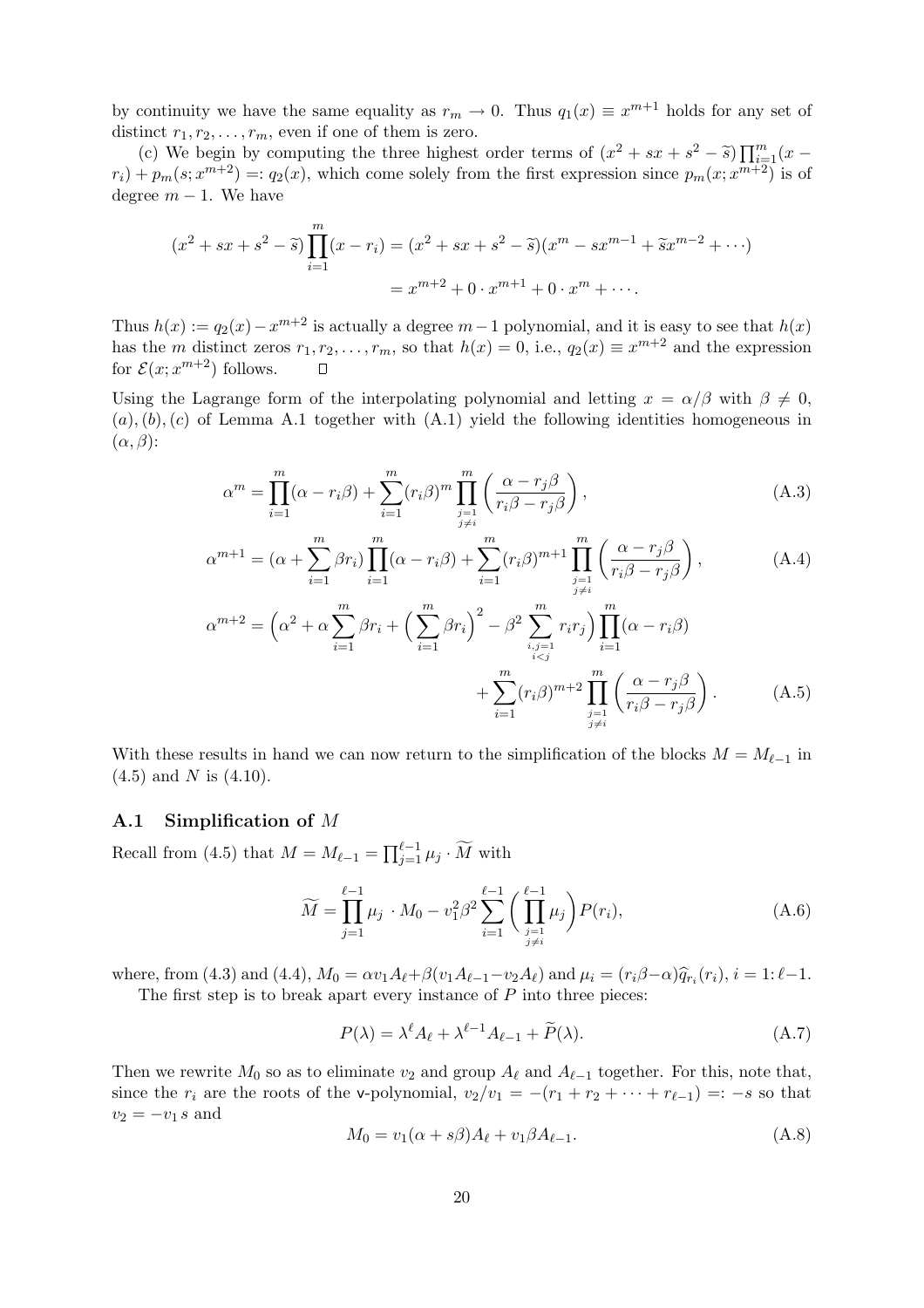by continuity we have the same equality as $r_m \to 0$. Thus $q_1(x) \equiv x^{m+1}$ holds for any set of distinct $r_1, r_2, \ldots, r_m$, even if one of them is zero.

(c) We begin by computing the three highest order terms of $(x^2 + sx + s^2 - \widetilde{s}) \prod_{i=1}^m (x - r_i) + p_m(s; x^{m+2}) =: q_2(x)$, which come solely from the first expression since $p_m(x; x^{m+2})$ is of degree $m-1$. We have

$$
\begin{aligned}
(x^2 + sx + s^2 - \widetilde{s}) \prod_{i=1}^m (x - r_i) &= (x^2 + sx + s^2 - \widetilde{s})(x^m - sx^{m-1} + \widetilde{s}x^{m-2} + \cdots) \\
&= x^{m+2} + 0 \cdot x^{m+1} + 0 \cdot x^m + \cdots .
\end{aligned}
$$

Thus $h(x) := q_2(x) - x^{m+2}$ is actually a degree $m-1$ polynomial, and it is easy to see that $h(x)$ has the $m$ distinct zeros $r_1, r_2, \ldots, r_m$, so that $h(x) = 0$, i.e., $q_2(x) \equiv x^{m+2}$ and the expression for $\mathcal{E}(x; x^{m+2})$ follows. $\square$

Using the Lagrange form of the interpolating polynomial and letting $x = \alpha/\beta$ with $\beta \neq 0$, $(a), (b), (c)$ of Lemma A.1 together with (A.1) yield the following identities homogeneous in $(\alpha, \beta)$:

$$
\alpha^m = \prod_{i=1}^m (\alpha - r_i\beta) + \sum_{i=1}^m (r_i\beta)^m \prod_{\substack{j=1 \\ j \neq i}}^m \left( \frac{\alpha - r_j\beta}{r_i\beta - r_j\beta} \right), \tag{A.3}
$$

$$
\alpha^{m+1} = (\alpha + \sum_{i=1}^m \beta r_i) \prod_{i=1}^m (\alpha - r_i\beta) + \sum_{i=1}^m (r_i\beta)^{m+1} \prod_{\substack{j=1 \\ j \neq i}}^m \left( \frac{\alpha - r_j\beta}{r_i\beta - r_j\beta} \right), \tag{A.4}
$$

$$
\begin{aligned}
\alpha^{m+2} = \Big( \alpha^2 + \alpha \sum_{i=1}^m \beta r_i + \Big( \sum_{i=1}^m \beta r_i \Big)^2 - \beta^2 \sum_{\substack{i,j=1 \\ i<j}}^m r_i r_j \Big) \prod_{i=1}^m (\alpha - r_i\beta) \\
+ \sum_{i=1}^m (r_i\beta)^{m+2} \prod_{\substack{j=1 \\ j \neq i}}^m \left( \frac{\alpha - r_j\beta}{r_i\beta - r_j\beta} \right).
\end{aligned} \tag{A.5}
$$

With these results in hand we can now return to the simplification of the blocks $M = M_{\ell-1}$ in (4.5) and $N$ is (4.10).

## A.1 Simplification of $M$

Recall from (4.5) that $M = M_{\ell-1} = \prod_{j=1}^{\ell-1} \mu_j \cdot \widetilde{M}$ with

$$
\widetilde{M} = \prod_{j=1}^{\ell-1} \mu_j \cdot M_0 - v_1^2 \beta^2 \sum_{i=1}^{\ell-1} \Big( \prod_{\substack{j=1 \\ j \neq i}}^{\ell-1} \mu_j \Big) P(r_i), \tag{A.6}
$$

where, from (4.3) and (4.4), $M_0 = \alpha v_1 A_\ell + \beta(v_1 A_{\ell-1} - v_2 A_\ell)$ and $\mu_i = (r_i\beta - \alpha)\widehat{q}_{r_i}(r_i)$, $i = 1{:}\,\ell-1$.

The first step is to break apart every instance of $P$ into three pieces:

$$
P(\lambda) = \lambda^\ell A_\ell + \lambda^{\ell-1} A_{\ell-1} + \widetilde{P}(\lambda). \tag{A.7}
$$

Then we rewrite $M_0$ so as to eliminate $v_2$ and group $A_\ell$ and $A_{\ell-1}$ together. For this, note that, since the $r_i$ are the roots of the v-polynomial, $v_2/v_1 = -(r_1 + r_2 + \cdots + r_{\ell-1}) =: -s$ so that $v_2 = -v_1 s$ and

$$
M_0 = v_1(\alpha + s\beta)A_\ell + v_1 \beta A_{\ell-1}. \tag{A.8}
$$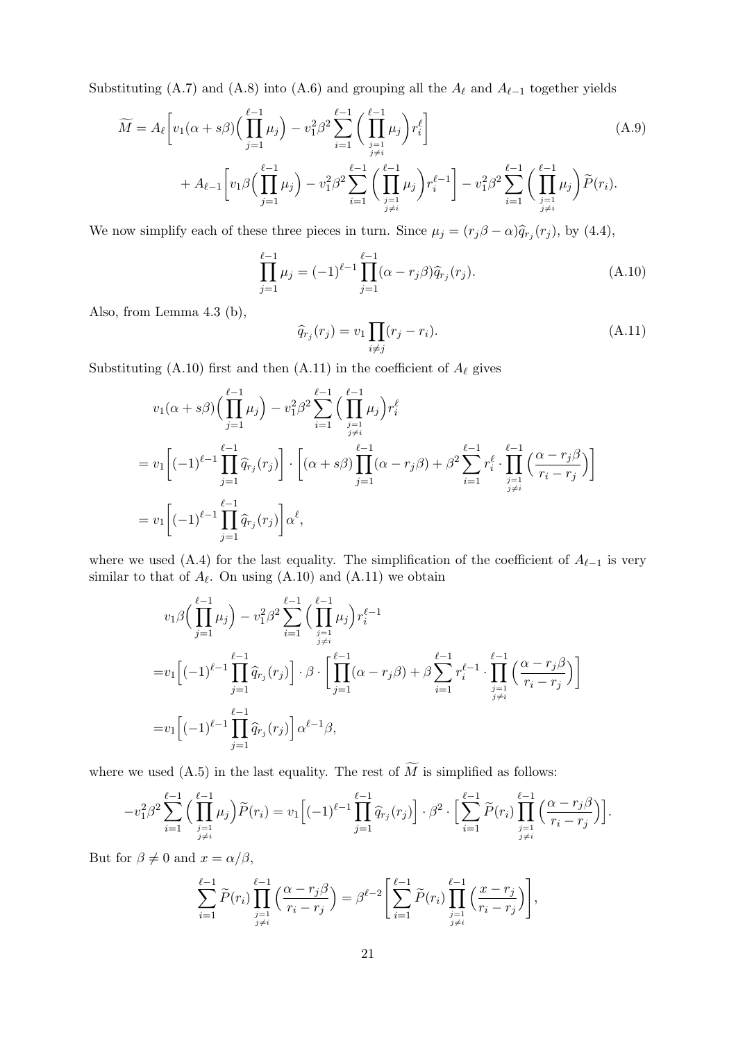Substituting (A.7) and (A.8) into (A.6) and grouping all the $A_\ell$ and $A_{\ell-1}$ together yields

$$
\begin{aligned}
\widetilde{M} = A_\ell &\bigg[ v_1(\alpha + s\beta)\Big(\prod_{j=1}^{\ell-1} \mu_j\Big) - v_1^2\beta^2 \sum_{i=1}^{\ell-1} \Big(\prod_{\substack{j=1\\ j\neq i}}^{\ell-1} \mu_j\Big) r_i^\ell \bigg] \qquad \text{(A.9)} \\
&+ A_{\ell-1}\bigg[ v_1\beta\Big(\prod_{j=1}^{\ell-1} \mu_j\Big) - v_1^2\beta^2 \sum_{i=1}^{\ell-1} \Big(\prod_{\substack{j=1\\ j\neq i}}^{\ell-1} \mu_j\Big) r_i^{\ell-1} \bigg] - v_1^2\beta^2 \sum_{i=1}^{\ell-1} \Big(\prod_{\substack{j=1\\ j\neq i}}^{\ell-1} \mu_j\Big) \widetilde{P}(r_i).
\end{aligned}
$$

We now simplify each of these three pieces in turn. Since $\mu_j = (r_j\beta - \alpha)\widehat{q}_{r_j}(r_j)$, by (4.4),

$$
\prod_{j=1}^{\ell-1} \mu_j = (-1)^{\ell-1} \prod_{j=1}^{\ell-1} (\alpha - r_j\beta)\widehat{q}_{r_j}(r_j). \qquad \text{(A.10)}
$$

Also, from Lemma 4.3 (b),

$$
\widehat{q}_{r_j}(r_j) = v_1 \prod_{i\neq j} (r_j - r_i). \qquad \text{(A.11)}
$$

Substituting (A.10) first and then (A.11) in the coefficient of $A_\ell$ gives

$$
\begin{aligned}
&v_1(\alpha + s\beta)\Big(\prod_{j=1}^{\ell-1} \mu_j\Big) - v_1^2\beta^2 \sum_{i=1}^{\ell-1} \Big(\prod_{\substack{j=1\\ j\neq i}}^{\ell-1} \mu_j\Big) r_i^\ell \\
&= v_1\bigg[(-1)^{\ell-1}\prod_{j=1}^{\ell-1} \widehat{q}_{r_j}(r_j)\bigg] \cdot \bigg[(\alpha + s\beta)\prod_{j=1}^{\ell-1}(\alpha - r_j\beta) + \beta^2 \sum_{i=1}^{\ell-1} r_i^\ell \cdot \prod_{\substack{j=1\\ j\neq i}}^{\ell-1} \Big(\frac{\alpha - r_j\beta}{r_i - r_j}\Big)\bigg] \\
&= v_1\bigg[(-1)^{\ell-1}\prod_{j=1}^{\ell-1} \widehat{q}_{r_j}(r_j)\bigg]\alpha^\ell,
\end{aligned}
$$

where we used (A.4) for the last equality. The simplification of the coefficient of $A_{\ell-1}$ is very similar to that of $A_\ell$. On using (A.10) and (A.11) we obtain

$$
\begin{aligned}
&v_1\beta\Big(\prod_{j=1}^{\ell-1} \mu_j\Big) - v_1^2\beta^2 \sum_{i=1}^{\ell-1} \Big(\prod_{\substack{j=1\\ j\neq i}}^{\ell-1} \mu_j\Big) r_i^{\ell-1} \\
=&v_1\Big[(-1)^{\ell-1}\prod_{j=1}^{\ell-1} \widehat{q}_{r_j}(r_j)\Big] \cdot \beta \cdot \bigg[\prod_{j=1}^{\ell-1}(\alpha - r_j\beta) + \beta \sum_{i=1}^{\ell-1} r_i^{\ell-1} \cdot \prod_{\substack{j=1\\ j\neq i}}^{\ell-1} \Big(\frac{\alpha - r_j\beta}{r_i - r_j}\Big)\bigg] \\
=&v_1\Big[(-1)^{\ell-1}\prod_{j=1}^{\ell-1} \widehat{q}_{r_j}(r_j)\Big]\alpha^{\ell-1}\beta,
\end{aligned}
$$

where we used (A.5) in the last equality. The rest of $\widetilde{M}$ is simplified as follows:

$$
-v_1^2\beta^2 \sum_{i=1}^{\ell-1} \Big(\prod_{\substack{j=1\\ j\neq i}}^{\ell-1} \mu_j\Big) \widetilde{P}(r_i) = v_1\Big[(-1)^{\ell-1}\prod_{j=1}^{\ell-1} \widehat{q}_{r_j}(r_j)\Big] \cdot \beta^2 \cdot \Big[\sum_{i=1}^{\ell-1} \widetilde{P}(r_i) \prod_{\substack{j=1\\ j\neq i}}^{\ell-1} \Big(\frac{\alpha - r_j\beta}{r_i - r_j}\Big)\Big].
$$

But for $\beta \neq 0$ and $x = \alpha/\beta$,

$$
\sum_{i=1}^{\ell-1} \widetilde{P}(r_i) \prod_{\substack{j=1\\ j\neq i}}^{\ell-1} \Big(\frac{\alpha - r_j\beta}{r_i - r_j}\Big) = \beta^{\ell-2}\bigg[\sum_{i=1}^{\ell-1} \widetilde{P}(r_i) \prod_{\substack{j=1\\ j\neq i}}^{\ell-1} \Big(\frac{x - r_j}{r_i - r_j}\Big)\bigg],
$$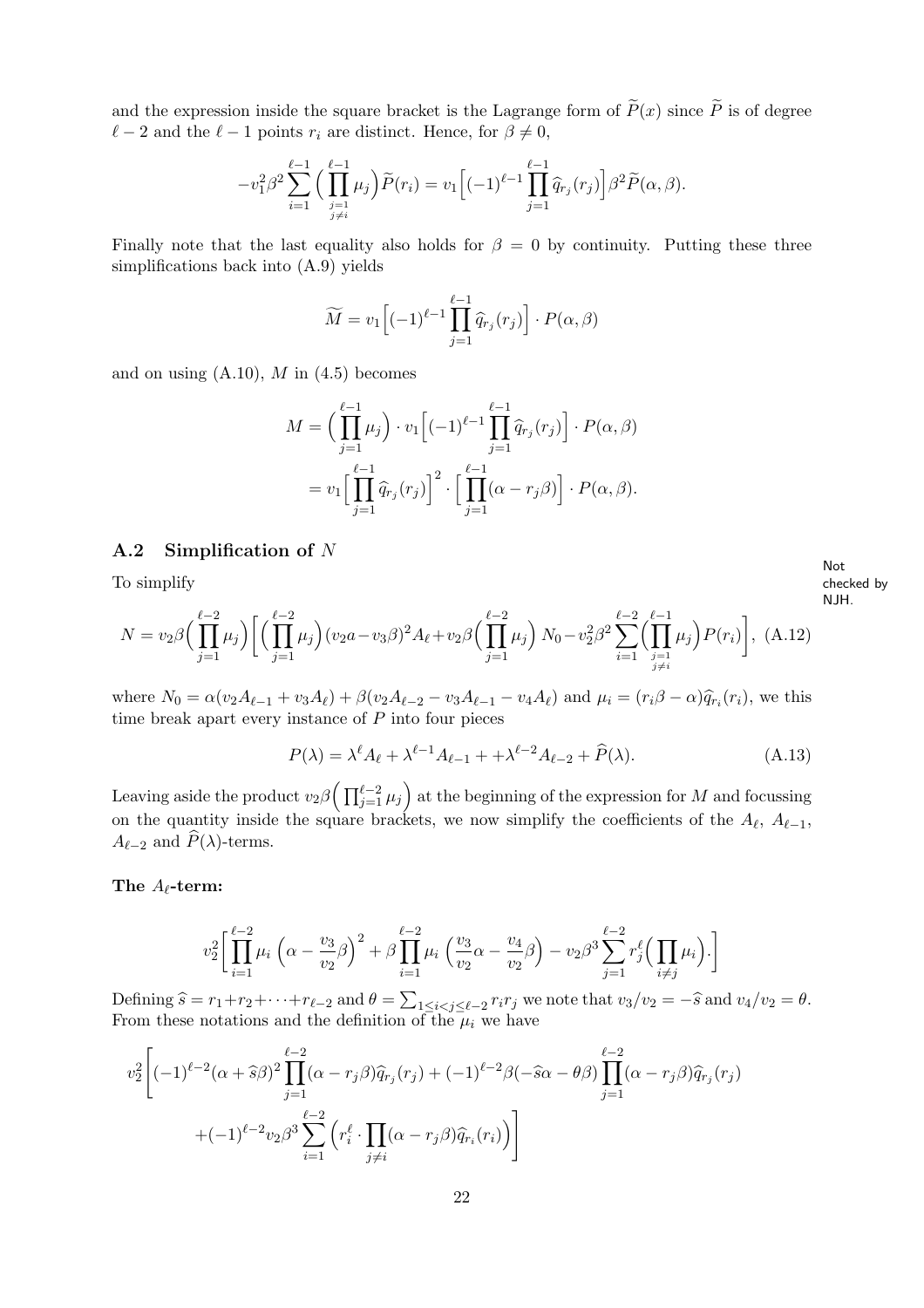and the expression inside the square bracket is the Lagrange form of $\widetilde{P}(x)$ since $\widetilde{P}$ is of degree $\ell-2$ and the $\ell-1$ points $r_i$ are distinct. Hence, for $\beta \neq 0$,

$$-v_1^2\beta^2 \sum_{i=1}^{\ell-1}\Big(\prod_{\substack{j=1\\ j\neq i}}^{\ell-1}\mu_j\Big)\widetilde{P}(r_i) = v_1\Big[(-1)^{\ell-1}\prod_{j=1}^{\ell-1}\widehat{q}_{r_j}(r_j)\Big]\beta^2\widetilde{P}(\alpha,\beta).$$

Finally note that the last equality also holds for $\beta = 0$ by continuity. Putting these three simplifications back into (A.9) yields

$$\widetilde{M} = v_1\Big[(-1)^{\ell-1}\prod_{j=1}^{\ell-1}\widehat{q}_{r_j}(r_j)\Big]\cdot P(\alpha,\beta)$$

and on using (A.10), $M$ in (4.5) becomes

$$\begin{aligned}
M &= \Big(\prod_{j=1}^{\ell-1}\mu_j\Big)\cdot v_1\Big[(-1)^{\ell-1}\prod_{j=1}^{\ell-1}\widehat{q}_{r_j}(r_j)\Big]\cdot P(\alpha,\beta)\\
&= v_1\Big[\prod_{j=1}^{\ell-1}\widehat{q}_{r_j}(r_j)\Big]^2\cdot\Big[\prod_{j=1}^{\ell-1}(\alpha - r_j\beta)\Big]\cdot P(\alpha,\beta).
\end{aligned}$$

## A.2 Simplification of $N$

Not checked by NJH.

To simplify

$$N = v_2\beta\Big(\prod_{j=1}^{\ell-2}\mu_j\Big)\Big[\Big(\prod_{j=1}^{\ell-2}\mu_j\Big)(v_2a - v_3\beta)^2A_\ell + v_2\beta\Big(\prod_{j=1}^{\ell-2}\mu_j\Big)\,N_0 - v_2^2\beta^2\sum_{i=1}^{\ell-2}\Big(\prod_{\substack{j=1\\ j\neq i}}^{\ell-1}\mu_j\Big)P(r_i)\Big], \quad \text{(A.12)}$$

where $N_0 = \alpha(v_2A_{\ell-1} + v_3A_\ell) + \beta(v_2A_{\ell-2} - v_3A_{\ell-1} - v_4A_\ell)$ and $\mu_i = (r_i\beta - \alpha)\widehat{q}_{r_i}(r_i)$, we this time break apart every instance of $P$ into four pieces

$$P(\lambda) = \lambda^\ell A_\ell + \lambda^{\ell-1}A_{\ell-1} + +\lambda^{\ell-2}A_{\ell-2} + \widehat{P}(\lambda). \quad \text{(A.13)}$$

Leaving aside the product $v_2\beta\Big(\prod_{j=1}^{\ell-2}\mu_j\Big)$ at the beginning of the expression for $M$ and focussing on the quantity inside the square brackets, we now simplify the coefficients of the $A_\ell$, $A_{\ell-1}$, $A_{\ell-2}$ and $\widehat{P}(\lambda)$-terms.

**The $A_\ell$-term:**

$$v_2^2\Big[\prod_{i=1}^{\ell-2}\mu_i\,\Big(\alpha - \frac{v_3}{v_2}\beta\Big)^2 + \beta\prod_{i=1}^{\ell-2}\mu_i\,\Big(\frac{v_3}{v_2}\alpha - \frac{v_4}{v_2}\beta\Big) - v_2\beta^3\sum_{j=1}^{\ell-2}r_j^\ell\Big(\prod_{i\neq j}\mu_i\Big).\Big]$$

Defining $\widehat{s} = r_1 + r_2 + \cdots + r_{\ell-2}$ and $\theta = \sum_{1\le i<j\le \ell-2} r_ir_j$ we note that $v_3/v_2 = -\widehat{s}$ and $v_4/v_2 = \theta$. From these notations and the definition of the $\mu_i$ we have

$$\begin{aligned}
v_2^2\Bigg[&(-1)^{\ell-2}(\alpha + \widehat{s}\beta)^2\prod_{j=1}^{\ell-2}(\alpha - r_j\beta)\widehat{q}_{r_j}(r_j) + (-1)^{\ell-2}\beta(-\widehat{s}\alpha - \theta\beta)\prod_{j=1}^{\ell-2}(\alpha - r_j\beta)\widehat{q}_{r_j}(r_j)\\
&+(-1)^{\ell-2}v_2\beta^3\sum_{i=1}^{\ell-2}\Big(r_i^\ell\cdot\prod_{j\neq i}(\alpha - r_j\beta)\widehat{q}_{r_i}(r_i)\Big)\Bigg]
\end{aligned}$$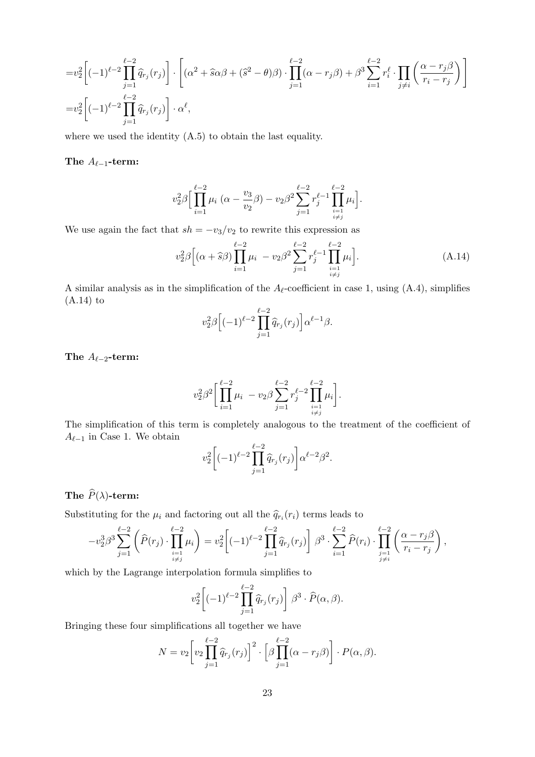$$
\begin{aligned}
=&v_2^2\Big[(-1)^{\ell-2}\prod_{j=1}^{\ell-2}\widehat{q}_{r_j}(r_j)\Big]\cdot\left[(\alpha^2+\widehat{s}\alpha\beta+(\widehat{s}^2-\theta)\beta)\cdot\prod_{j=1}^{\ell-2}(\alpha-r_j\beta)+\beta^3\sum_{i=1}^{\ell-2}r_i^\ell\cdot\prod_{j\neq i}\left(\frac{\alpha-r_j\beta}{r_i-r_j}\right)\right]\\
=&v_2^2\Big[(-1)^{\ell-2}\prod_{j=1}^{\ell-2}\widehat{q}_{r_j}(r_j)\Big]\cdot\alpha^\ell,
\end{aligned}
$$

where we used the identity (A.5) to obtain the last equality.

**The $A_{\ell-1}$-term:**

$$
v_2^2\beta\Big[\prod_{i=1}^{\ell-2}\mu_i\;(\alpha-\frac{v_3}{v_2}\beta)-v_2\beta^2\sum_{j=1}^{\ell-2}r_j^{\ell-1}\prod_{\substack{i=1\\i\neq j}}^{\ell-2}\mu_i\Big].
$$

We use again the fact that $sh=-v_3/v_2$ to rewrite this expression as

$$
v_2^2\beta\Big[(\alpha+\widehat{s}\beta)\prod_{i=1}^{\ell-2}\mu_i\;-v_2\beta^2\sum_{j=1}^{\ell-2}r_j^{\ell-1}\prod_{\substack{i=1\\i\neq j}}^{\ell-2}\mu_i\Big]. \tag{A.14}
$$

A similar analysis as in the simplification of the $A_\ell$-coefficient in case 1, using (A.4), simplifies (A.14) to

$$
v_2^2\beta\Big[(-1)^{\ell-2}\prod_{j=1}^{\ell-2}\widehat{q}_{r_j}(r_j)\Big]\alpha^{\ell-1}\beta.
$$

**The $A_{\ell-2}$-term:**

$$
v_2^2\beta^2\Big[\prod_{i=1}^{\ell-2}\mu_i\;-v_2\beta\sum_{j=1}^{\ell-2}r_j^{\ell-2}\prod_{\substack{i=1\\i\neq j}}^{\ell-2}\mu_i\Big].
$$

The simplification of this term is completely analogous to the treatment of the coefficient of $A_{\ell-1}$ in Case 1. We obtain

$$
v_2^2\Big[(-1)^{\ell-2}\prod_{j=1}^{\ell-2}\widehat{q}_{r_j}(r_j)\Big]\alpha^{\ell-2}\beta^2.
$$

**The $\widehat{P}(\lambda)$-term:**

Substituting for the $\mu_i$ and factoring out all the $\widehat{q}_{r_i}(r_i)$ terms leads to

$$
-v_2^3\beta^3\sum_{j=1}^{\ell-2}\left(\widehat{P}(r_j)\cdot\prod_{\substack{i=1\\i\neq j}}^{\ell-2}\mu_i\right)=v_2^2\Big[(-1)^{\ell-2}\prod_{j=1}^{\ell-2}\widehat{q}_{r_j}(r_j)\Big]\;\beta^3\cdot\sum_{i=1}^{\ell-2}\widehat{P}(r_i)\cdot\prod_{\substack{j=1\\j\neq i}}^{\ell-2}\left(\frac{\alpha-r_j\beta}{r_i-r_j}\right),
$$

which by the Lagrange interpolation formula simplifies to

$$
v_2^2\Big[(-1)^{\ell-2}\prod_{j=1}^{\ell-2}\widehat{q}_{r_j}(r_j)\Big]\;\beta^3\cdot\widehat{P}(\alpha,\beta).
$$

Bringing these four simplifications all together we have

$$
N=v_2\Big[v_2\prod_{j=1}^{\ell-2}\widehat{q}_{r_j}(r_j)\Big]^2\cdot\Big[\beta\prod_{j=1}^{\ell-2}(\alpha-r_j\beta)\Big]\cdot P(\alpha,\beta).
$$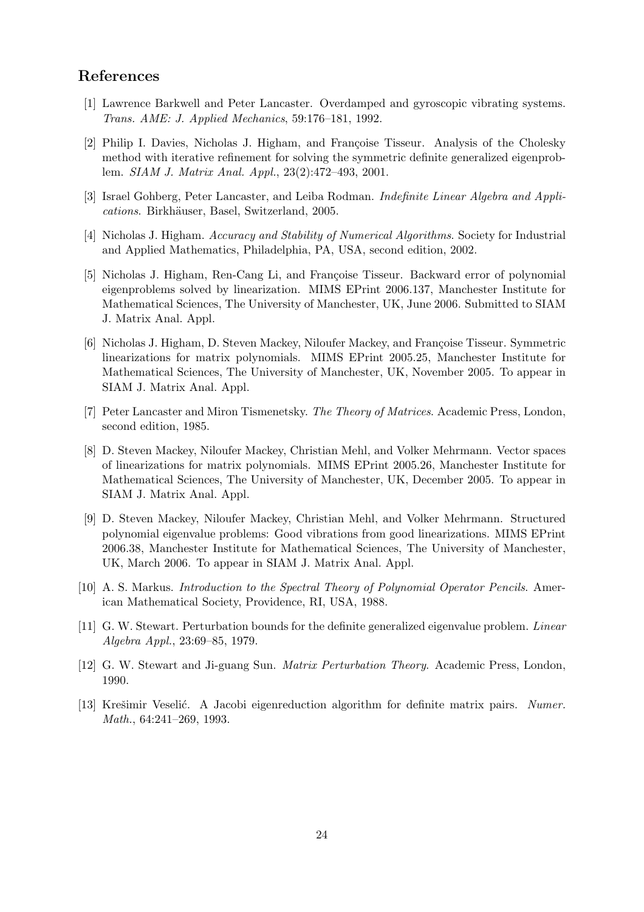## References

[1] Lawrence Barkwell and Peter Lancaster. Overdamped and gyroscopic vibrating systems. *Trans. AME: J. Applied Mechanics*, 59:176–181, 1992.

[2] Philip I. Davies, Nicholas J. Higham, and Françoise Tisseur. Analysis of the Cholesky method with iterative refinement for solving the symmetric definite generalized eigenproblem. *SIAM J. Matrix Anal. Appl.*, 23(2):472–493, 2001.

[3] Israel Gohberg, Peter Lancaster, and Leiba Rodman. *Indefinite Linear Algebra and Applications*. Birkhäuser, Basel, Switzerland, 2005.

[4] Nicholas J. Higham. *Accuracy and Stability of Numerical Algorithms*. Society for Industrial and Applied Mathematics, Philadelphia, PA, USA, second edition, 2002.

[5] Nicholas J. Higham, Ren-Cang Li, and Françoise Tisseur. Backward error of polynomial eigenproblems solved by linearization. MIMS EPrint 2006.137, Manchester Institute for Mathematical Sciences, The University of Manchester, UK, June 2006. Submitted to SIAM J. Matrix Anal. Appl.

[6] Nicholas J. Higham, D. Steven Mackey, Niloufer Mackey, and Françoise Tisseur. Symmetric linearizations for matrix polynomials. MIMS EPrint 2005.25, Manchester Institute for Mathematical Sciences, The University of Manchester, UK, November 2005. To appear in SIAM J. Matrix Anal. Appl.

[7] Peter Lancaster and Miron Tismenetsky. *The Theory of Matrices*. Academic Press, London, second edition, 1985.

[8] D. Steven Mackey, Niloufer Mackey, Christian Mehl, and Volker Mehrmann. Vector spaces of linearizations for matrix polynomials. MIMS EPrint 2005.26, Manchester Institute for Mathematical Sciences, The University of Manchester, UK, December 2005. To appear in SIAM J. Matrix Anal. Appl.

[9] D. Steven Mackey, Niloufer Mackey, Christian Mehl, and Volker Mehrmann. Structured polynomial eigenvalue problems: Good vibrations from good linearizations. MIMS EPrint 2006.38, Manchester Institute for Mathematical Sciences, The University of Manchester, UK, March 2006. To appear in SIAM J. Matrix Anal. Appl.

[10] A. S. Markus. *Introduction to the Spectral Theory of Polynomial Operator Pencils*. American Mathematical Society, Providence, RI, USA, 1988.

[11] G. W. Stewart. Perturbation bounds for the definite generalized eigenvalue problem. *Linear Algebra Appl.*, 23:69–85, 1979.

[12] G. W. Stewart and Ji-guang Sun. *Matrix Perturbation Theory*. Academic Press, London, 1990.

[13] Krešimir Veselić. A Jacobi eigenreduction algorithm for definite matrix pairs. *Numer. Math.*, 64:241–269, 1993.